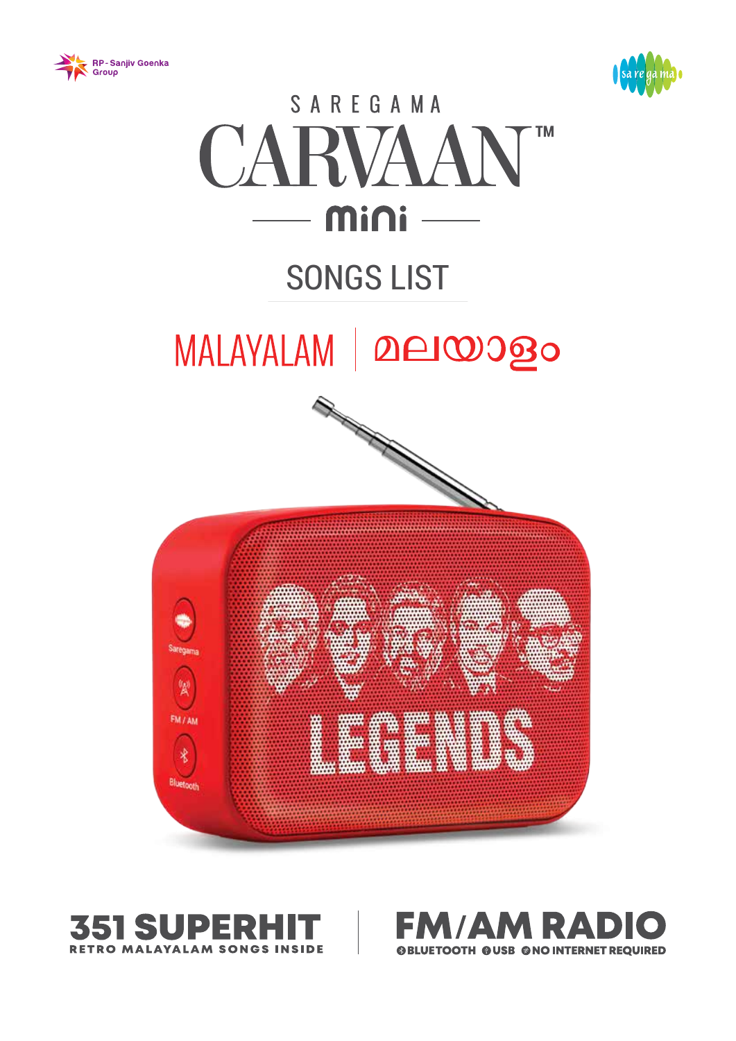RP - Sanjiv Goenka Group

saregama

SAREGAMA

# CARVAAN™

## mini

## SONGS LIST

## MALAYALAM | മലയാളം

**351 SUPERHIT**
RETRO MALAYALAM SONGS INSIDE

**FM/AM RADIO**
BLUETOOTH USB NO INTERNET REQUIRED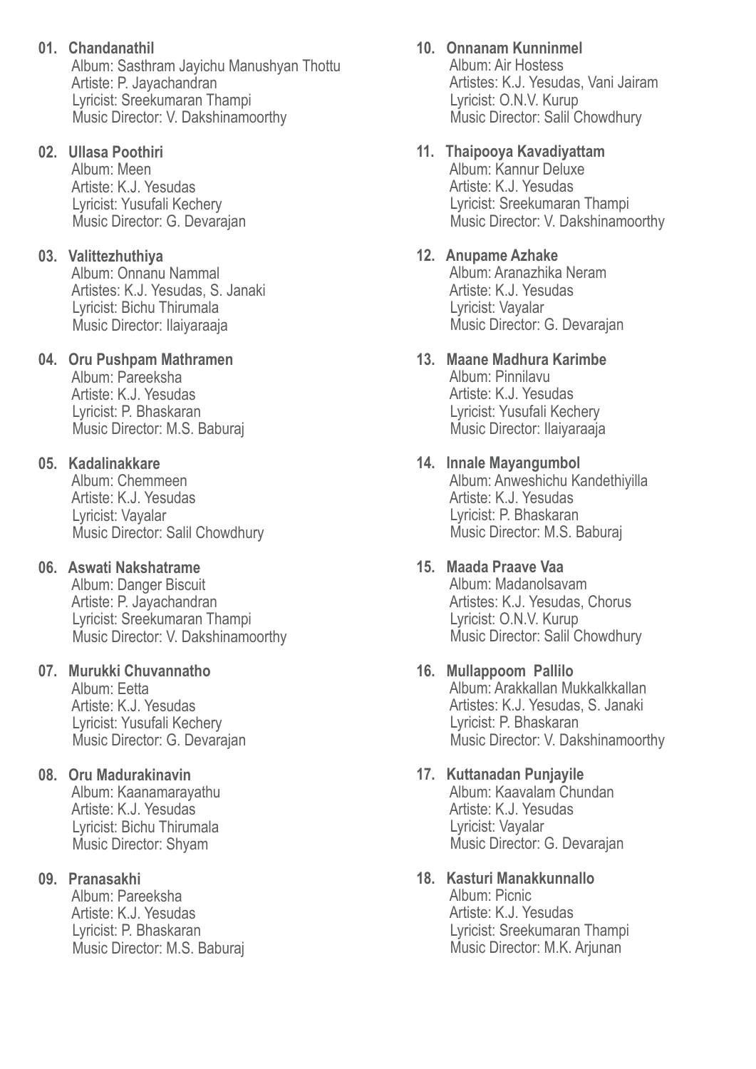**01. Chandanathil**
Album: Sasthram Jayichu Manushyan Thottu
Artiste: P. Jayachandran
Lyricist: Sreekumaran Thampi
Music Director: V. Dakshinamoorthy

**02. Ullasa Poothiri**
Album: Meen
Artiste: K.J. Yesudas
Lyricist: Yusufali Kechery
Music Director: G. Devarajan

**03. Valittezhuthiya**
Album: Onnanu Nammal
Artistes: K.J. Yesudas, S. Janaki
Lyricist: Bichu Thirumala
Music Director: Ilaiyaraaja

**04. Oru Pushpam Mathramen**
Album: Pareeksha
Artiste: K.J. Yesudas
Lyricist: P. Bhaskaran
Music Director: M.S. Baburaj

**05. Kadalinakkare**
Album: Chemmeen
Artiste: K.J. Yesudas
Lyricist: Vayalar
Music Director: Salil Chowdhury

**06. Aswati Nakshatrame**
Album: Danger Biscuit
Artiste: P. Jayachandran
Lyricist: Sreekumaran Thampi
Music Director: V. Dakshinamoorthy

**07. Murukki Chuvannatho**
Album: Eetta
Artiste: K.J. Yesudas
Lyricist: Yusufali Kechery
Music Director: G. Devarajan

**08. Oru Madurakinavin**
Album: Kaanamarayathu
Artiste: K.J. Yesudas
Lyricist: Bichu Thirumala
Music Director: Shyam

**09. Pranasakhi**
Album: Pareeksha
Artiste: K.J. Yesudas
Lyricist: P. Bhaskaran
Music Director: M.S. Baburaj

**10. Onnanam Kunninmel**
Album: Air Hostess
Artistes: K.J. Yesudas, Vani Jairam
Lyricist: O.N.V. Kurup
Music Director: Salil Chowdhury

**11. Thaipooya Kavadiyattam**
Album: Kannur Deluxe
Artiste: K.J. Yesudas
Lyricist: Sreekumaran Thampi
Music Director: V. Dakshinamoorthy

**12. Anupame Azhake**
Album: Aranazhika Neram
Artiste: K.J. Yesudas
Lyricist: Vayalar
Music Director: G. Devarajan

**13. Maane Madhura Karimbe**
Album: Pinnilavu
Artiste: K.J. Yesudas
Lyricist: Yusufali Kechery
Music Director: Ilaiyaraaja

**14. Innale Mayangumbol**
Album: Anweshichu Kandethiyilla
Artiste: K.J. Yesudas
Lyricist: P. Bhaskaran
Music Director: M.S. Baburaj

**15. Maada Praave Vaa**
Album: Madanolsavam
Artistes: K.J. Yesudas, Chorus
Lyricist: O.N.V. Kurup
Music Director: Salil Chowdhury

**16. Mullappoom Pallilo**
Album: Arakkallan Mukkalkkallan
Artistes: K.J. Yesudas, S. Janaki
Lyricist: P. Bhaskaran
Music Director: V. Dakshinamoorthy

**17. Kuttanadan Punjayile**
Album: Kaavalam Chundan
Artiste: K.J. Yesudas
Lyricist: Vayalar
Music Director: G. Devarajan

**18. Kasturi Manakkunnallo**
Album: Picnic
Artiste: K.J. Yesudas
Lyricist: Sreekumaran Thampi
Music Director: M.K. Arjunan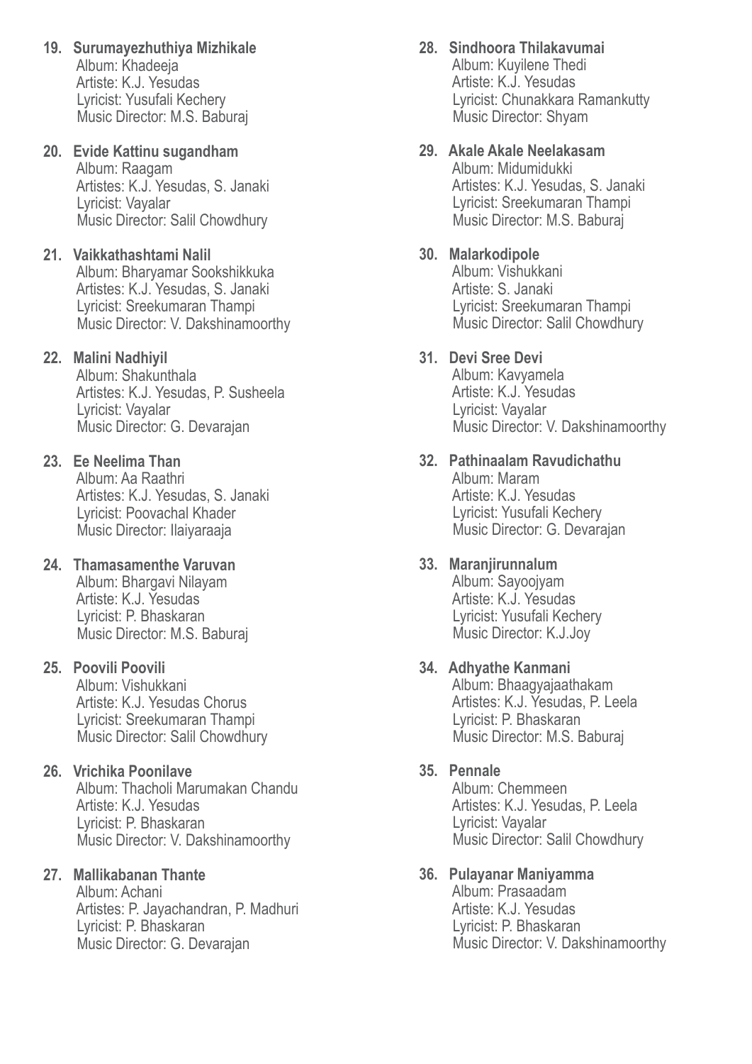**19. Surumayezhuthiya Mizhikale**
Album: Khadeeja
Artiste: K.J. Yesudas
Lyricist: Yusufali Kechery
Music Director: M.S. Baburaj

**20. Evide Kattinu sugandham**
Album: Raagam
Artistes: K.J. Yesudas, S. Janaki
Lyricist: Vayalar
Music Director: Salil Chowdhury

**21. Vaikkathashtami Nalil**
Album: Bharyamar Sookshikkuka
Artistes: K.J. Yesudas, S. Janaki
Lyricist: Sreekumaran Thampi
Music Director: V. Dakshinamoorthy

**22. Malini Nadhiyil**
Album: Shakunthala
Artistes: K.J. Yesudas, P. Susheela
Lyricist: Vayalar
Music Director: G. Devarajan

**23. Ee Neelima Than**
Album: Aa Raathri
Artistes: K.J. Yesudas, S. Janaki
Lyricist: Poovachal Khader
Music Director: Ilaiyaraaja

**24. Thamasamenthe Varuvan**
Album: Bhargavi Nilayam
Artiste: K.J. Yesudas
Lyricist: P. Bhaskaran
Music Director: M.S. Baburaj

**25. Poovili Poovili**
Album: Vishukkani
Artiste: K.J. Yesudas Chorus
Lyricist: Sreekumaran Thampi
Music Director: Salil Chowdhury

**26. Vrichika Poonilave**
Album: Thacholi Marumakan Chandu
Artiste: K.J. Yesudas
Lyricist: P. Bhaskaran
Music Director: V. Dakshinamoorthy

**27. Mallikabanan Thante**
Album: Achani
Artistes: P. Jayachandran, P. Madhuri
Lyricist: P. Bhaskaran
Music Director: G. Devarajan

**28. Sindhoora Thilakavumai**
Album: Kuyilene Thedi
Artiste: K.J. Yesudas
Lyricist: Chunakkara Ramankutty
Music Director: Shyam

**29. Akale Akale Neelakasam**
Album: Midumidukki
Artistes: K.J. Yesudas, S. Janaki
Lyricist: Sreekumaran Thampi
Music Director: M.S. Baburaj

**30. Malarkodipole**
Album: Vishukkani
Artiste: S. Janaki
Lyricist: Sreekumaran Thampi
Music Director: Salil Chowdhury

**31. Devi Sree Devi**
Album: Kavyamela
Artiste: K.J. Yesudas
Lyricist: Vayalar
Music Director: V. Dakshinamoorthy

**32. Pathinaalam Ravudichathu**
Album: Maram
Artiste: K.J. Yesudas
Lyricist: Yusufali Kechery
Music Director: G. Devarajan

**33. Maranjirunnalum**
Album: Sayoojyam
Artiste: K.J. Yesudas
Lyricist: Yusufali Kechery
Music Director: K.J.Joy

**34. Adhyathe Kanmani**
Album: Bhaagyajaathakam
Artistes: K.J. Yesudas, P. Leela
Lyricist: P. Bhaskaran
Music Director: M.S. Baburaj

**35. Pennale**
Album: Chemmeen
Artistes: K.J. Yesudas, P. Leela
Lyricist: Vayalar
Music Director: Salil Chowdhury

**36. Pulayanar Maniyamma**
Album: Prasaadam
Artiste: K.J. Yesudas
Lyricist: P. Bhaskaran
Music Director: V. Dakshinamoorthy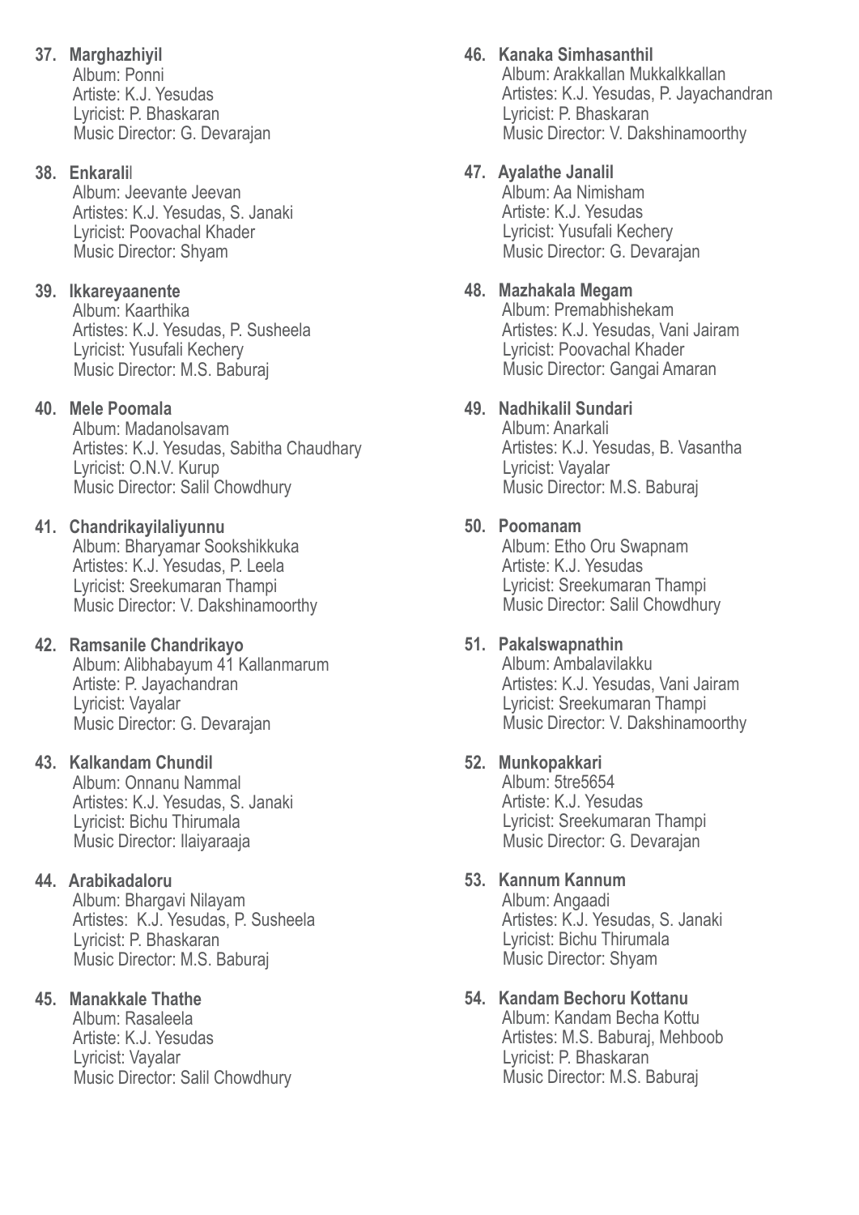**37. Marghazhiyil**
Album: Ponni
Artiste: K.J. Yesudas
Lyricist: P. Bhaskaran
Music Director: G. Devarajan

**38. Enkaralil**
Album: Jeevante Jeevan
Artistes: K.J. Yesudas, S. Janaki
Lyricist: Poovachal Khader
Music Director: Shyam

**39. Ikkareyaanente**
Album: Kaarthika
Artistes: K.J. Yesudas, P. Susheela
Lyricist: Yusufali Kechery
Music Director: M.S. Baburaj

**40. Mele Poomala**
Album: Madanolsavam
Artistes: K.J. Yesudas, Sabitha Chaudhary
Lyricist: O.N.V. Kurup
Music Director: Salil Chowdhury

**41. Chandrikayilaliyunnu**
Album: Bharyamar Sookshikkuka
Artistes: K.J. Yesudas, P. Leela
Lyricist: Sreekumaran Thampi
Music Director: V. Dakshinamoorthy

**42. Ramsanile Chandrikayo**
Album: Alibhabayum 41 Kallanmarum
Artiste: P. Jayachandran
Lyricist: Vayalar
Music Director: G. Devarajan

**43. Kalkandam Chundil**
Album: Onnanu Nammal
Artistes: K.J. Yesudas, S. Janaki
Lyricist: Bichu Thirumala
Music Director: Ilaiyaraaja

**44. Arabikadaloru**
Album: Bhargavi Nilayam
Artistes: K.J. Yesudas, P. Susheela
Lyricist: P. Bhaskaran
Music Director: M.S. Baburaj

**45. Manakkale Thathe**
Album: Rasaleela
Artiste: K.J. Yesudas
Lyricist: Vayalar
Music Director: Salil Chowdhury

**46. Kanaka Simhasanthil**
Album: Arakkallan Mukkalkkallan
Artistes: K.J. Yesudas, P. Jayachandran
Lyricist: P. Bhaskaran
Music Director: V. Dakshinamoorthy

**47. Ayalathe Janalil**
Album: Aa Nimisham
Artiste: K.J. Yesudas
Lyricist: Yusufali Kechery
Music Director: G. Devarajan

**48. Mazhakala Megam**
Album: Premabhishekam
Artistes: K.J. Yesudas, Vani Jairam
Lyricist: Poovachal Khader
Music Director: Gangai Amaran

**49. Nadhikalil Sundari**
Album: Anarkali
Artistes: K.J. Yesudas, B. Vasantha
Lyricist: Vayalar
Music Director: M.S. Baburaj

**50. Poomanam**
Album: Etho Oru Swapnam
Artiste: K.J. Yesudas
Lyricist: Sreekumaran Thampi
Music Director: Salil Chowdhury

**51. Pakalswapnathin**
Album: Ambalavilakku
Artistes: K.J. Yesudas, Vani Jairam
Lyricist: Sreekumaran Thampi
Music Director: V. Dakshinamoorthy

**52. Munkopakkari**
Album: 5tre5654
Artiste: K.J. Yesudas
Lyricist: Sreekumaran Thampi
Music Director: G. Devarajan

**53. Kannum Kannum**
Album: Angaadi
Artistes: K.J. Yesudas, S. Janaki
Lyricist: Bichu Thirumala
Music Director: Shyam

**54. Kandam Bechoru Kottanu**
Album: Kandam Becha Kottu
Artistes: M.S. Baburaj, Mehboob
Lyricist: P. Bhaskaran
Music Director: M.S. Baburaj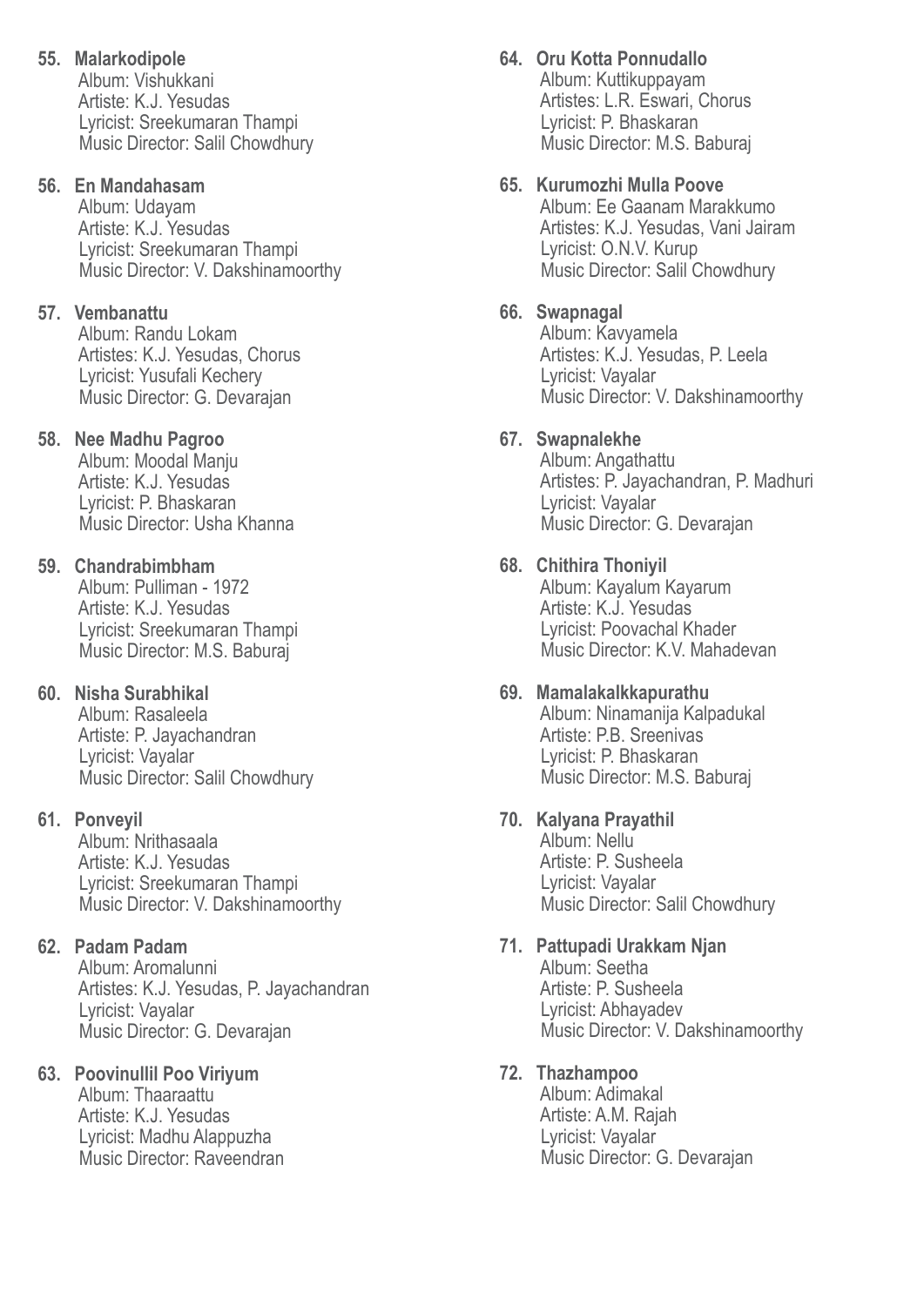**55. Malarkodipole**
Album: Vishukkani
Artiste: K.J. Yesudas
Lyricist: Sreekumaran Thampi
Music Director: Salil Chowdhury

**56. En Mandahasam**
Album: Udayam
Artiste: K.J. Yesudas
Lyricist: Sreekumaran Thampi
Music Director: V. Dakshinamoorthy

**57. Vembanattu**
Album: Randu Lokam
Artistes: K.J. Yesudas, Chorus
Lyricist: Yusufali Kechery
Music Director: G. Devarajan

**58. Nee Madhu Pagroo**
Album: Moodal Manju
Artiste: K.J. Yesudas
Lyricist: P. Bhaskaran
Music Director: Usha Khanna

**59. Chandrabimbham**
Album: Pulliman - 1972
Artiste: K.J. Yesudas
Lyricist: Sreekumaran Thampi
Music Director: M.S. Baburaj

**60. Nisha Surabhikal**
Album: Rasaleela
Artiste: P. Jayachandran
Lyricist: Vayalar
Music Director: Salil Chowdhury

**61. Ponveyil**
Album: Nrithasaala
Artiste: K.J. Yesudas
Lyricist: Sreekumaran Thampi
Music Director: V. Dakshinamoorthy

**62. Padam Padam**
Album: Aromalunni
Artistes: K.J. Yesudas, P. Jayachandran
Lyricist: Vayalar
Music Director: G. Devarajan

**63. Poovinullil Poo Viriyum**
Album: Thaaraattu
Artiste: K.J. Yesudas
Lyricist: Madhu Alappuzha
Music Director: Raveendran

**64. Oru Kotta Ponnudallo**
Album: Kuttikuppayam
Artistes: L.R. Eswari, Chorus
Lyricist: P. Bhaskaran
Music Director: M.S. Baburaj

**65. Kurumozhi Mulla Poove**
Album: Ee Gaanam Marakkumo
Artistes: K.J. Yesudas, Vani Jairam
Lyricist: O.N.V. Kurup
Music Director: Salil Chowdhury

**66. Swapnagal**
Album: Kavyamela
Artistes: K.J. Yesudas, P. Leela
Lyricist: Vayalar
Music Director: V. Dakshinamoorthy

**67. Swapnalekhe**
Album: Angathattu
Artistes: P. Jayachandran, P. Madhuri
Lyricist: Vayalar
Music Director: G. Devarajan

**68. Chithira Thoniyil**
Album: Kayalum Kayarum
Artiste: K.J. Yesudas
Lyricist: Poovachal Khader
Music Director: K.V. Mahadevan

**69. Mamalakalkkapurathu**
Album: Ninamanija Kalpadukal
Artiste: P.B. Sreenivas
Lyricist: P. Bhaskaran
Music Director: M.S. Baburaj

**70. Kalyana Prayathil**
Album: Nellu
Artiste: P. Susheela
Lyricist: Vayalar
Music Director: Salil Chowdhury

**71. Pattupadi Urakkam Njan**
Album: Seetha
Artiste: P. Susheela
Lyricist: Abhayadev
Music Director: V. Dakshinamoorthy

**72. Thazhampoo**
Album: Adimakal
Artiste: A.M. Rajah
Lyricist: Vayalar
Music Director: G. Devarajan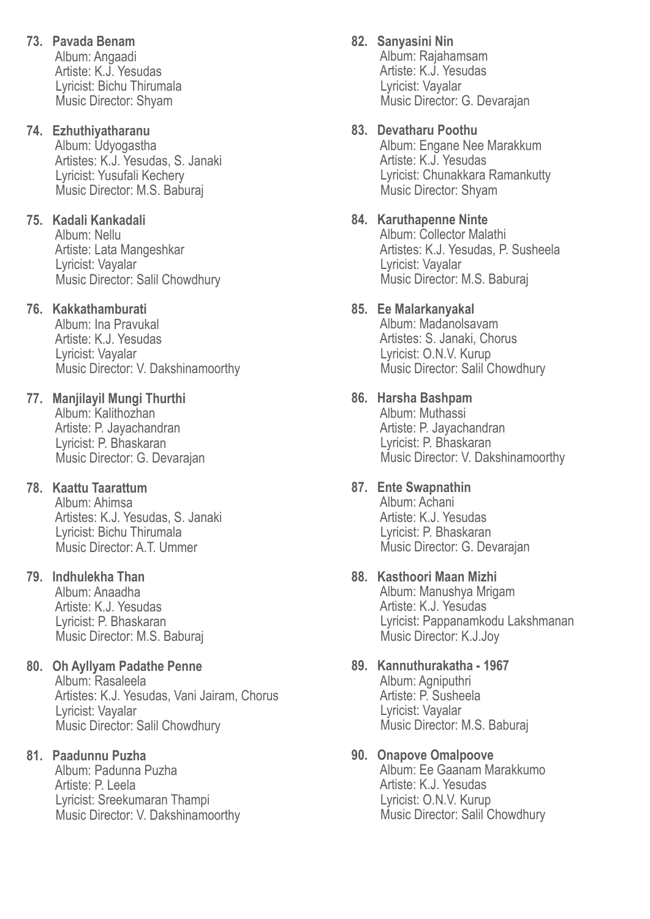**73. Pavada Benam**
Album: Angaadi
Artiste: K.J. Yesudas
Lyricist: Bichu Thirumala
Music Director: Shyam

**74. Ezhuthiyatharanu**
Album: Udyogastha
Artistes: K.J. Yesudas, S. Janaki
Lyricist: Yusufali Kechery
Music Director: M.S. Baburaj

**75. Kadali Kankadali**
Album: Nellu
Artiste: Lata Mangeshkar
Lyricist: Vayalar
Music Director: Salil Chowdhury

**76. Kakkathamburati**
Album: Ina Pravukal
Artiste: K.J. Yesudas
Lyricist: Vayalar
Music Director: V. Dakshinamoorthy

**77. Manjilayil Mungi Thurthi**
Album: Kalithozhan
Artiste: P. Jayachandran
Lyricist: P. Bhaskaran
Music Director: G. Devarajan

**78. Kaattu Taarattum**
Album: Ahimsa
Artistes: K.J. Yesudas, S. Janaki
Lyricist: Bichu Thirumala
Music Director: A.T. Ummer

**79. Indhulekha Than**
Album: Anaadha
Artiste: K.J. Yesudas
Lyricist: P. Bhaskaran
Music Director: M.S. Baburaj

**80. Oh Ayllyam Padathe Penne**
Album: Rasaleela
Artistes: K.J. Yesudas, Vani Jairam, Chorus
Lyricist: Vayalar
Music Director: Salil Chowdhury

**81. Paadunnu Puzha**
Album: Padunna Puzha
Artiste: P. Leela
Lyricist: Sreekumaran Thampi
Music Director: V. Dakshinamoorthy

**82. Sanyasini Nin**
Album: Rajahamsam
Artiste: K.J. Yesudas
Lyricist: Vayalar
Music Director: G. Devarajan

**83. Devatharu Poothu**
Album: Engane Nee Marakkum
Artiste: K.J. Yesudas
Lyricist: Chunakkara Ramankutty
Music Director: Shyam

**84. Karuthapenne Ninte**
Album: Collector Malathi
Artistes: K.J. Yesudas, P. Susheela
Lyricist: Vayalar
Music Director: M.S. Baburaj

**85. Ee Malarkanyakal**
Album: Madanolsavam
Artistes: S. Janaki, Chorus
Lyricist: O.N.V. Kurup
Music Director: Salil Chowdhury

**86. Harsha Bashpam**
Album: Muthassi
Artiste: P. Jayachandran
Lyricist: P. Bhaskaran
Music Director: V. Dakshinamoorthy

**87. Ente Swapnathin**
Album: Achani
Artiste: K.J. Yesudas
Lyricist: P. Bhaskaran
Music Director: G. Devarajan

**88. Kasthoori Maan Mizhi**
Album: Manushya Mrigam
Artiste: K.J. Yesudas
Lyricist: Pappanamkodu Lakshmanan
Music Director: K.J.Joy

**89. Kannuthurakatha - 1967**
Album: Agniputhri
Artiste: P. Susheela
Lyricist: Vayalar
Music Director: M.S. Baburaj

**90. Onapove Omalpoove**
Album: Ee Gaanam Marakkumo
Artiste: K.J. Yesudas
Lyricist: O.N.V. Kurup
Music Director: Salil Chowdhury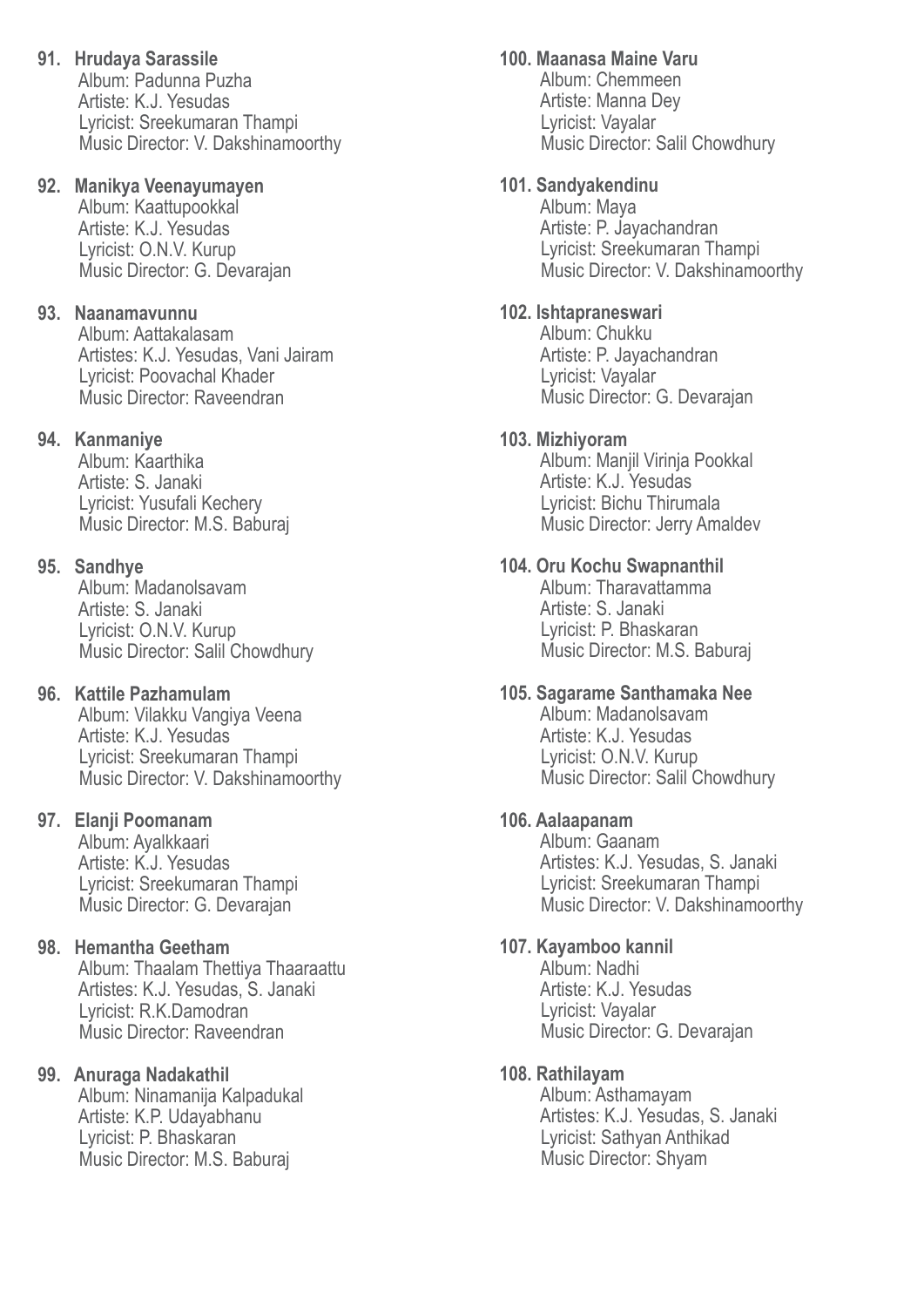**91. Hrudaya Sarassile**
Album: Padunna Puzha
Artiste: K.J. Yesudas
Lyricist: Sreekumaran Thampi
Music Director: V. Dakshinamoorthy

**92. Manikya Veenayumayen**
Album: Kaattupookkal
Artiste: K.J. Yesudas
Lyricist: O.N.V. Kurup
Music Director: G. Devarajan

**93. Naanamavunnu**
Album: Aattakalasam
Artistes: K.J. Yesudas, Vani Jairam
Lyricist: Poovachal Khader
Music Director: Raveendran

**94. Kanmaniye**
Album: Kaarthika
Artiste: S. Janaki
Lyricist: Yusufali Kechery
Music Director: M.S. Baburaj

**95. Sandhye**
Album: Madanolsavam
Artiste: S. Janaki
Lyricist: O.N.V. Kurup
Music Director: Salil Chowdhury

**96. Kattile Pazhamulam**
Album: Vilakku Vangiya Veena
Artiste: K.J. Yesudas
Lyricist: Sreekumaran Thampi
Music Director: V. Dakshinamoorthy

**97. Elanji Poomanam**
Album: Ayalkkaari
Artiste: K.J. Yesudas
Lyricist: Sreekumaran Thampi
Music Director: G. Devarajan

**98. Hemantha Geetham**
Album: Thaalam Thettiya Thaaraattu
Artistes: K.J. Yesudas, S. Janaki
Lyricist: R.K.Damodran
Music Director: Raveendran

**99. Anuraga Nadakathil**
Album: Ninamanija Kalpadukal
Artiste: K.P. Udayabhanu
Lyricist: P. Bhaskaran
Music Director: M.S. Baburaj

**100. Maanasa Maine Varu**
Album: Chemmeen
Artiste: Manna Dey
Lyricist: Vayalar
Music Director: Salil Chowdhury

**101. Sandyakendinu**
Album: Maya
Artiste: P. Jayachandran
Lyricist: Sreekumaran Thampi
Music Director: V. Dakshinamoorthy

**102. Ishtapraneswari**
Album: Chukku
Artiste: P. Jayachandran
Lyricist: Vayalar
Music Director: G. Devarajan

**103. Mizhiyoram**
Album: Manjil Virinja Pookkal
Artiste: K.J. Yesudas
Lyricist: Bichu Thirumala
Music Director: Jerry Amaldev

**104. Oru Kochu Swapnanthil**
Album: Tharavattamma
Artiste: S. Janaki
Lyricist: P. Bhaskaran
Music Director: M.S. Baburaj

**105. Sagarame Santhamaka Nee**
Album: Madanolsavam
Artiste: K.J. Yesudas
Lyricist: O.N.V. Kurup
Music Director: Salil Chowdhury

**106. Aalaapanam**
Album: Gaanam
Artistes: K.J. Yesudas, S. Janaki
Lyricist: Sreekumaran Thampi
Music Director: V. Dakshinamoorthy

**107. Kayamboo kannil**
Album: Nadhi
Artiste: K.J. Yesudas
Lyricist: Vayalar
Music Director: G. Devarajan

**108. Rathilayam**
Album: Asthamayam
Artistes: K.J. Yesudas, S. Janaki
Lyricist: Sathyan Anthikad
Music Director: Shyam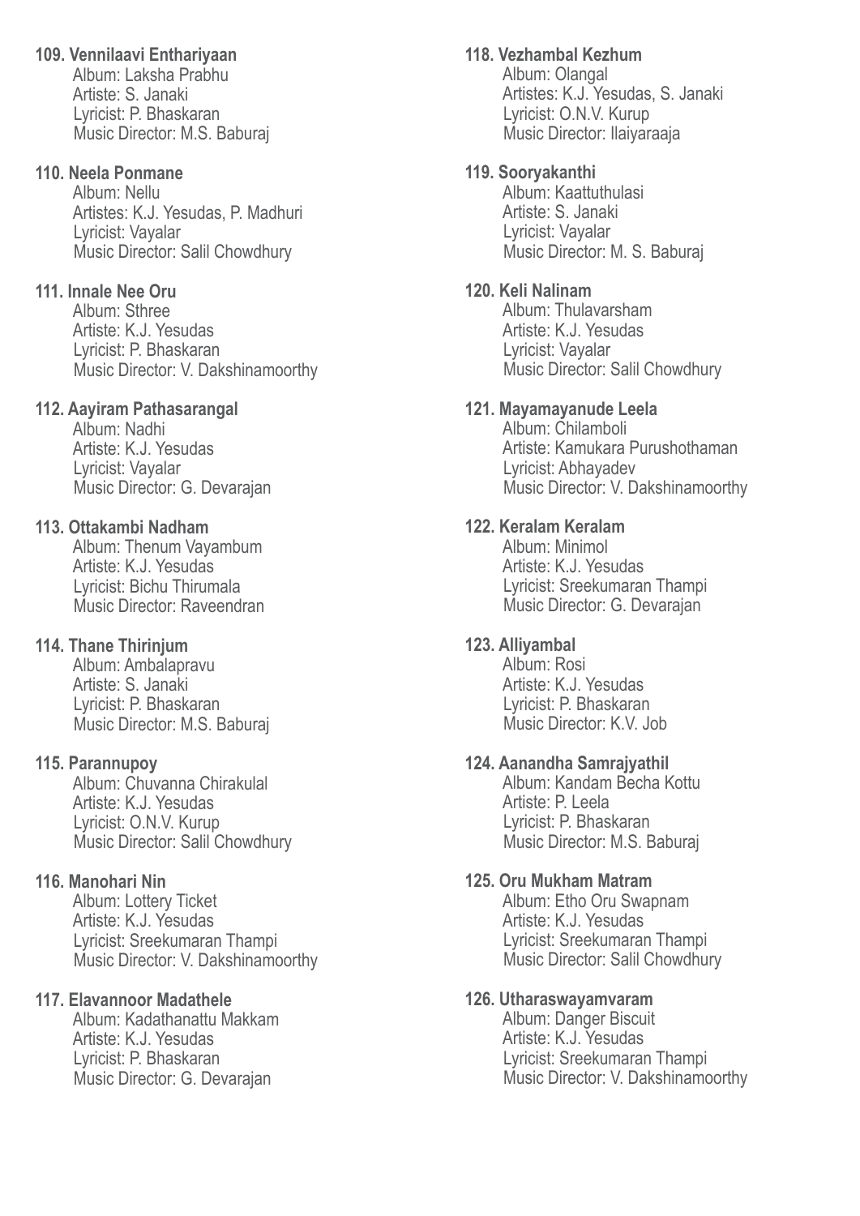**109. Vennilaavi Enthariyaan**
Album: Laksha Prabhu
Artiste: S. Janaki
Lyricist: P. Bhaskaran
Music Director: M.S. Baburaj

**110. Neela Ponmane**
Album: Nellu
Artistes: K.J. Yesudas, P. Madhuri
Lyricist: Vayalar
Music Director: Salil Chowdhury

**111. Innale Nee Oru**
Album: Sthree
Artiste: K.J. Yesudas
Lyricist: P. Bhaskaran
Music Director: V. Dakshinamoorthy

**112. Aayiram Pathasarangal**
Album: Nadhi
Artiste: K.J. Yesudas
Lyricist: Vayalar
Music Director: G. Devarajan

**113. Ottakambi Nadham**
Album: Thenum Vayambum
Artiste: K.J. Yesudas
Lyricist: Bichu Thirumala
Music Director: Raveendran

**114. Thane Thirinjum**
Album: Ambalapravu
Artiste: S. Janaki
Lyricist: P. Bhaskaran
Music Director: M.S. Baburaj

**115. Parannupoy**
Album: Chuvanna Chirakulal
Artiste: K.J. Yesudas
Lyricist: O.N.V. Kurup
Music Director: Salil Chowdhury

**116. Manohari Nin**
Album: Lottery Ticket
Artiste: K.J. Yesudas
Lyricist: Sreekumaran Thampi
Music Director: V. Dakshinamoorthy

**117. Elavannoor Madathele**
Album: Kadathanattu Makkam
Artiste: K.J. Yesudas
Lyricist: P. Bhaskaran
Music Director: G. Devarajan

**118. Vezhambal Kezhum**
Album: Olangal
Artistes: K.J. Yesudas, S. Janaki
Lyricist: O.N.V. Kurup
Music Director: Ilaiyaraaja

**119. Sooryakanthi**
Album: Kaattuthulasi
Artiste: S. Janaki
Lyricist: Vayalar
Music Director: M. S. Baburaj

**120. Keli Nalinam**
Album: Thulavarsham
Artiste: K.J. Yesudas
Lyricist: Vayalar
Music Director: Salil Chowdhury

**121. Mayamayanude Leela**
Album: Chilamboli
Artiste: Kamukara Purushothaman
Lyricist: Abhayadev
Music Director: V. Dakshinamoorthy

**122. Keralam Keralam**
Album: Minimol
Artiste: K.J. Yesudas
Lyricist: Sreekumaran Thampi
Music Director: G. Devarajan

**123. Alliyambal**
Album: Rosi
Artiste: K.J. Yesudas
Lyricist: P. Bhaskaran
Music Director: K.V. Job

**124. Aanandha Samrajyathil**
Album: Kandam Becha Kottu
Artiste: P. Leela
Lyricist: P. Bhaskaran
Music Director: M.S. Baburaj

**125. Oru Mukham Matram**
Album: Etho Oru Swapnam
Artiste: K.J. Yesudas
Lyricist: Sreekumaran Thampi
Music Director: Salil Chowdhury

**126. Utharaswayamvaram**
Album: Danger Biscuit
Artiste: K.J. Yesudas
Lyricist: Sreekumaran Thampi
Music Director: V. Dakshinamoorthy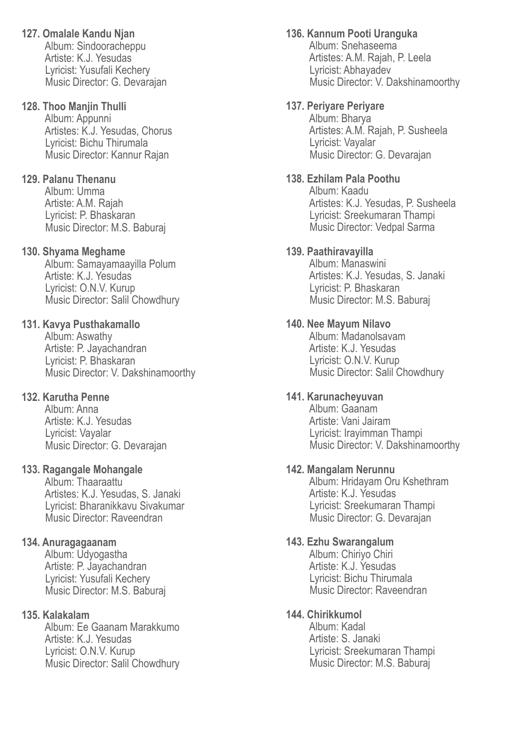**127. Omalale Kandu Njan**
Album: Sindooracheppu
Artiste: K.J. Yesudas
Lyricist: Yusufali Kechery
Music Director: G. Devarajan

**128. Thoo Manjin Thulli**
Album: Appunni
Artistes: K.J. Yesudas, Chorus
Lyricist: Bichu Thirumala
Music Director: Kannur Rajan

**129. Palanu Thenanu**
Album: Umma
Artiste: A.M. Rajah
Lyricist: P. Bhaskaran
Music Director: M.S. Baburaj

**130. Shyama Meghame**
Album: Samayamaayilla Polum
Artiste: K.J. Yesudas
Lyricist: O.N.V. Kurup
Music Director: Salil Chowdhury

**131. Kavya Pusthakamallo**
Album: Aswathy
Artiste: P. Jayachandran
Lyricist: P. Bhaskaran
Music Director: V. Dakshinamoorthy

**132. Karutha Penne**
Album: Anna
Artiste: K.J. Yesudas
Lyricist: Vayalar
Music Director: G. Devarajan

**133. Ragangale Mohangale**
Album: Thaaraattu
Artistes: K.J. Yesudas, S. Janaki
Lyricist: Bharanikkavu Sivakumar
Music Director: Raveendran

**134. Anuragagaanam**
Album: Udyogastha
Artiste: P. Jayachandran
Lyricist: Yusufali Kechery
Music Director: M.S. Baburaj

**135. Kalakalam**
Album: Ee Gaanam Marakkumo
Artiste: K.J. Yesudas
Lyricist: O.N.V. Kurup
Music Director: Salil Chowdhury

**136. Kannum Pooti Uranguka**
Album: Snehaseema
Artistes: A.M. Rajah, P. Leela
Lyricist: Abhayadev
Music Director: V. Dakshinamoorthy

**137. Periyare Periyare**
Album: Bharya
Artistes: A.M. Rajah, P. Susheela
Lyricist: Vayalar
Music Director: G. Devarajan

**138. Ezhilam Pala Poothu**
Album: Kaadu
Artistes: K.J. Yesudas, P. Susheela
Lyricist: Sreekumaran Thampi
Music Director: Vedpal Sarma

**139. Paathiravayilla**
Album: Manaswini
Artistes: K.J. Yesudas, S. Janaki
Lyricist: P. Bhaskaran
Music Director: M.S. Baburaj

**140. Nee Mayum Nilavo**
Album: Madanolsavam
Artiste: K.J. Yesudas
Lyricist: O.N.V. Kurup
Music Director: Salil Chowdhury

**141. Karunacheyuvan**
Album: Gaanam
Artiste: Vani Jairam
Lyricist: Irayimman Thampi
Music Director: V. Dakshinamoorthy

**142. Mangalam Nerunnu**
Album: Hridayam Oru Kshethram
Artiste: K.J. Yesudas
Lyricist: Sreekumaran Thampi
Music Director: G. Devarajan

**143. Ezhu Swarangalum**
Album: Chiriyo Chiri
Artiste: K.J. Yesudas
Lyricist: Bichu Thirumala
Music Director: Raveendran

**144. Chirikkumol**
Album: Kadal
Artiste: S. Janaki
Lyricist: Sreekumaran Thampi
Music Director: M.S. Baburaj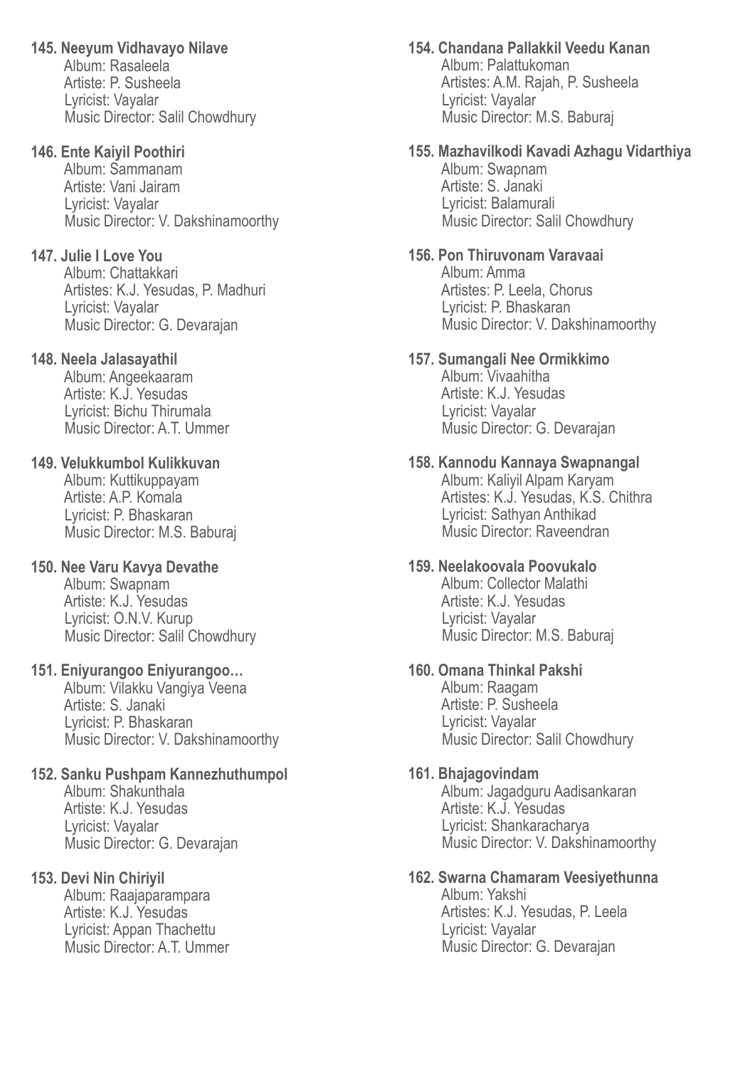**145. Neeyum Vidhavayo Nilave**
Album: Rasaleela
Artiste: P. Susheela
Lyricist: Vayalar
Music Director: Salil Chowdhury

**146. Ente Kaiyil Poothiri**
Album: Sammanam
Artiste: Vani Jairam
Lyricist: Vayalar
Music Director: V. Dakshinamoorthy

**147. Julie I Love You**
Album: Chattakkari
Artistes: K.J. Yesudas, P. Madhuri
Lyricist: Vayalar
Music Director: G. Devarajan

**148. Neela Jalasayathil**
Album: Angeekaaram
Artiste: K.J. Yesudas
Lyricist: Bichu Thirumala
Music Director: A.T. Ummer

**149. Velukkumbol Kulikkuvan**
Album: Kuttikuppayam
Artiste: A.P. Komala
Lyricist: P. Bhaskaran
Music Director: M.S. Baburaj

**150. Nee Varu Kavya Devathe**
Album: Swapnam
Artiste: K.J. Yesudas
Lyricist: O.N.V. Kurup
Music Director: Salil Chowdhury

**151. Eniyurangoo Eniyurangoo…**
Album: Vilakku Vangiya Veena
Artiste: S. Janaki
Lyricist: P. Bhaskaran
Music Director: V. Dakshinamoorthy

**152. Sanku Pushpam Kannezhuthumpol**
Album: Shakunthala
Artiste: K.J. Yesudas
Lyricist: Vayalar
Music Director: G. Devarajan

**153. Devi Nin Chiriyil**
Album: Raajaparampara
Artiste: K.J. Yesudas
Lyricist: Appan Thachettu
Music Director: A.T. Ummer

**154. Chandana Pallakkil Veedu Kanan**
Album: Palattukoman
Artistes: A.M. Rajah, P. Susheela
Lyricist: Vayalar
Music Director: M.S. Baburaj

**155. Mazhavilkodi Kavadi Azhagu Vidarthiya**
Album: Swapnam
Artiste: S. Janaki
Lyricist: Balamurali
Music Director: Salil Chowdhury

**156. Pon Thiruvonam Varavaai**
Album: Amma
Artistes: P. Leela, Chorus
Lyricist: P. Bhaskaran
Music Director: V. Dakshinamoorthy

**157. Sumangali Nee Ormikkimo**
Album: Vivaahitha
Artiste: K.J. Yesudas
Lyricist: Vayalar
Music Director: G. Devarajan

**158. Kannodu Kannaya Swapnangal**
Album: Kaliyil Alpam Karyam
Artistes: K.J. Yesudas, K.S. Chithra
Lyricist: Sathyan Anthikad
Music Director: Raveendran

**159. Neelakoovala Poovukalo**
Album: Collector Malathi
Artiste: K.J. Yesudas
Lyricist: Vayalar
Music Director: M.S. Baburaj

**160. Omana Thinkal Pakshi**
Album: Raagam
Artiste: P. Susheela
Lyricist: Vayalar
Music Director: Salil Chowdhury

**161. Bhajagovindam**
Album: Jagadguru Aadisankaran
Artiste: K.J. Yesudas
Lyricist: Shankaracharya
Music Director: V. Dakshinamoorthy

**162. Swarna Chamaram Veesiyethunna**
Album: Yakshi
Artistes: K.J. Yesudas, P. Leela
Lyricist: Vayalar
Music Director: G. Devarajan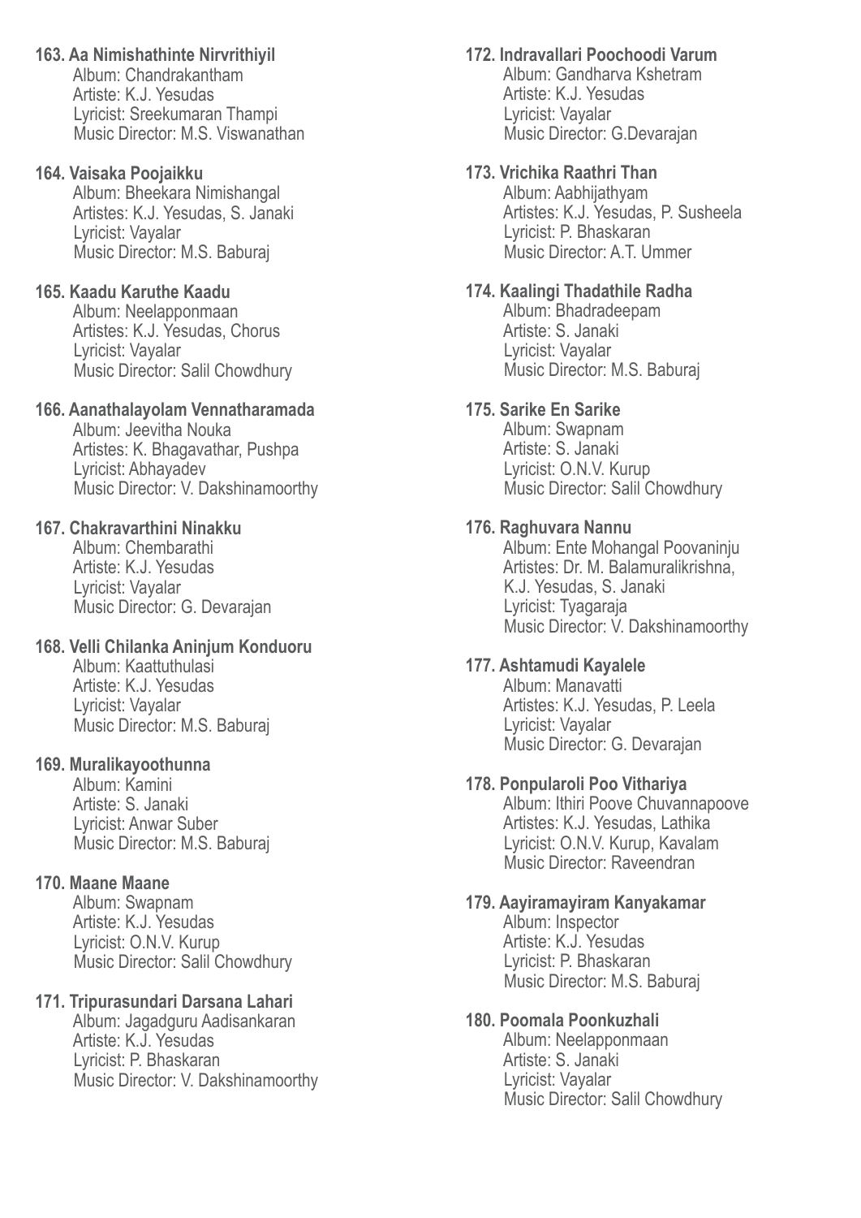**163. Aa Nimishathinte Nirvrithiyil**
Album: Chandrakantham
Artiste: K.J. Yesudas
Lyricist: Sreekumaran Thampi
Music Director: M.S. Viswanathan

**164. Vaisaka Poojaikku**
Album: Bheekara Nimishangal
Artistes: K.J. Yesudas, S. Janaki
Lyricist: Vayalar
Music Director: M.S. Baburaj

**165. Kaadu Karuthe Kaadu**
Album: Neelapponmaan
Artistes: K.J. Yesudas, Chorus
Lyricist: Vayalar
Music Director: Salil Chowdhury

**166. Aanathalayolam Vennatharamada**
Album: Jeevitha Nouka
Artistes: K. Bhagavathar, Pushpa
Lyricist: Abhayadev
Music Director: V. Dakshinamoorthy

**167. Chakravarthini Ninakku**
Album: Chembarathi
Artiste: K.J. Yesudas
Lyricist: Vayalar
Music Director: G. Devarajan

**168. Velli Chilanka Aninjum Konduoru**
Album: Kaattuthulasi
Artiste: K.J. Yesudas
Lyricist: Vayalar
Music Director: M.S. Baburaj

**169. Muralikayoothunna**
Album: Kamini
Artiste: S. Janaki
Lyricist: Anwar Suber
Music Director: M.S. Baburaj

**170. Maane Maane**
Album: Swapnam
Artiste: K.J. Yesudas
Lyricist: O.N.V. Kurup
Music Director: Salil Chowdhury

**171. Tripurasundari Darsana Lahari**
Album: Jagadguru Aadisankaran
Artiste: K.J. Yesudas
Lyricist: P. Bhaskaran
Music Director: V. Dakshinamoorthy

**172. Indravallari Poochoodi Varum**
Album: Gandharva Kshetram
Artiste: K.J. Yesudas
Lyricist: Vayalar
Music Director: G.Devarajan

**173. Vrichika Raathri Than**
Album: Aabhijathyam
Artistes: K.J. Yesudas, P. Susheela
Lyricist: P. Bhaskaran
Music Director: A.T. Ummer

**174. Kaalingi Thadathile Radha**
Album: Bhadradeepam
Artiste: S. Janaki
Lyricist: Vayalar
Music Director: M.S. Baburaj

**175. Sarike En Sarike**
Album: Swapnam
Artiste: S. Janaki
Lyricist: O.N.V. Kurup
Music Director: Salil Chowdhury

**176. Raghuvara Nannu**
Album: Ente Mohangal Poovaninju
Artistes: Dr. M. Balamuralikrishna, K.J. Yesudas, S. Janaki
Lyricist: Tyagaraja
Music Director: V. Dakshinamoorthy

**177. Ashtamudi Kayalele**
Album: Manavatti
Artistes: K.J. Yesudas, P. Leela
Lyricist: Vayalar
Music Director: G. Devarajan

**178. Ponpularoli Poo Vithariya**
Album: Ithiri Poove Chuvannapoove
Artistes: K.J. Yesudas, Lathika
Lyricist: O.N.V. Kurup, Kavalam
Music Director: Raveendran

**179. Aayiramayiram Kanyakamar**
Album: Inspector
Artiste: K.J. Yesudas
Lyricist: P. Bhaskaran
Music Director: M.S. Baburaj

**180. Poomala Poonkuzhali**
Album: Neelapponmaan
Artiste: S. Janaki
Lyricist: Vayalar
Music Director: Salil Chowdhury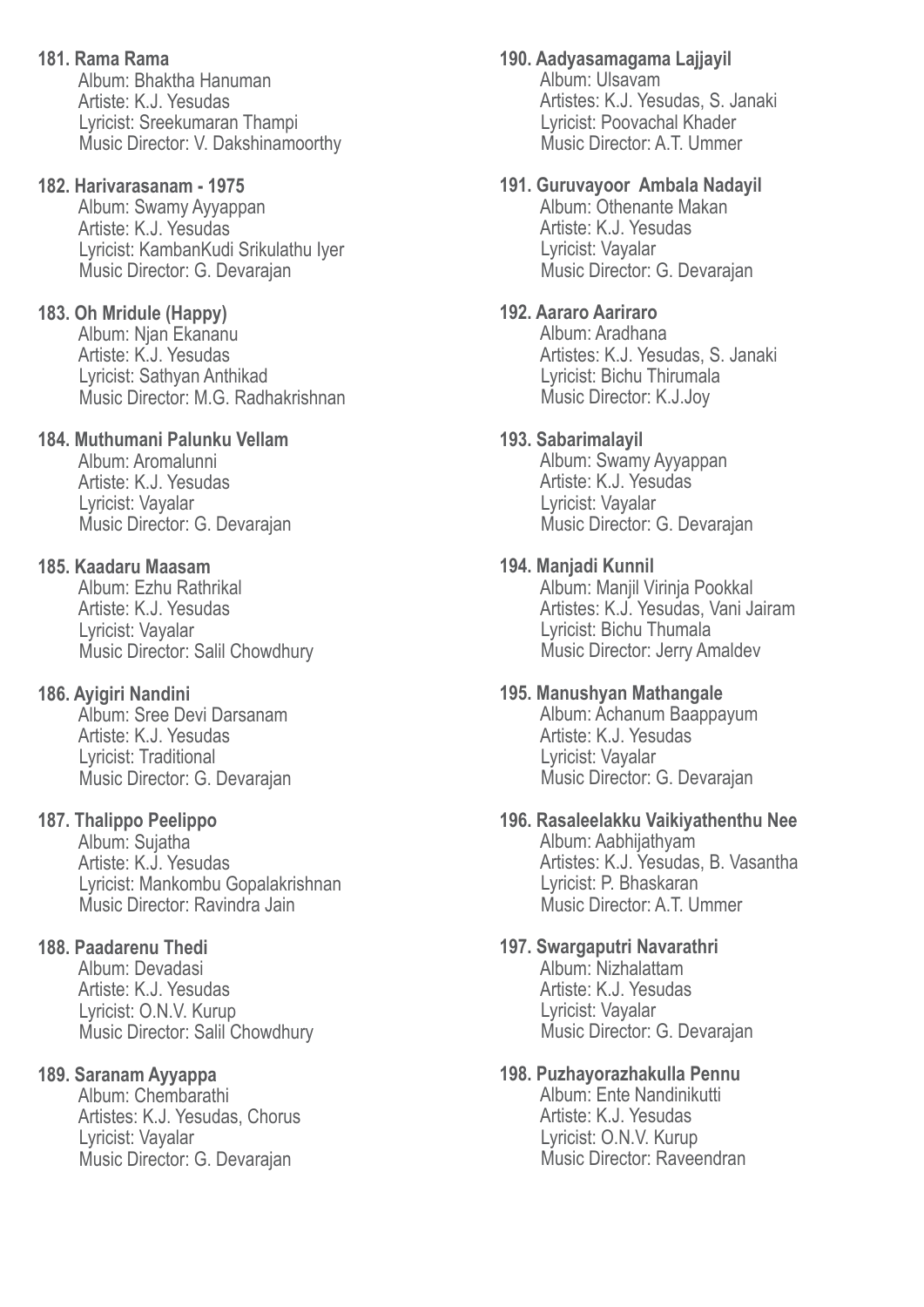**181. Rama Rama**
Album: Bhaktha Hanuman
Artiste: K.J. Yesudas
Lyricist: Sreekumaran Thampi
Music Director: V. Dakshinamoorthy

**182. Harivarasanam - 1975**
Album: Swamy Ayyappan
Artiste: K.J. Yesudas
Lyricist: KambanKudi Srikulathu Iyer
Music Director: G. Devarajan

**183. Oh Mridule (Happy)**
Album: Njan Ekananu
Artiste: K.J. Yesudas
Lyricist: Sathyan Anthikad
Music Director: M.G. Radhakrishnan

**184. Muthumani Palunku Vellam**
Album: Aromalunni
Artiste: K.J. Yesudas
Lyricist: Vayalar
Music Director: G. Devarajan

**185. Kaadaru Maasam**
Album: Ezhu Rathrikal
Artiste: K.J. Yesudas
Lyricist: Vayalar
Music Director: Salil Chowdhury

**186. Ayigiri Nandini**
Album: Sree Devi Darsanam
Artiste: K.J. Yesudas
Lyricist: Traditional
Music Director: G. Devarajan

**187. Thalippo Peelippo**
Album: Sujatha
Artiste: K.J. Yesudas
Lyricist: Mankombu Gopalakrishnan
Music Director: Ravindra Jain

**188. Paadarenu Thedi**
Album: Devadasi
Artiste: K.J. Yesudas
Lyricist: O.N.V. Kurup
Music Director: Salil Chowdhury

**189. Saranam Ayyappa**
Album: Chembarathi
Artistes: K.J. Yesudas, Chorus
Lyricist: Vayalar
Music Director: G. Devarajan

**190. Aadyasamagama Lajjayil**
Album: Ulsavam
Artistes: K.J. Yesudas, S. Janaki
Lyricist: Poovachal Khader
Music Director: A.T. Ummer

**191. Guruvayoor Ambala Nadayil**
Album: Othenante Makan
Artiste: K.J. Yesudas
Lyricist: Vayalar
Music Director: G. Devarajan

**192. Aararo Aariraro**
Album: Aradhana
Artistes: K.J. Yesudas, S. Janaki
Lyricist: Bichu Thirumala
Music Director: K.J.Joy

**193. Sabarimalayil**
Album: Swamy Ayyappan
Artiste: K.J. Yesudas
Lyricist: Vayalar
Music Director: G. Devarajan

**194. Manjadi Kunnil**
Album: Manjil Virinja Pookkal
Artistes: K.J. Yesudas, Vani Jairam
Lyricist: Bichu Thumala
Music Director: Jerry Amaldev

**195. Manushyan Mathangale**
Album: Achanum Baappayum
Artiste: K.J. Yesudas
Lyricist: Vayalar
Music Director: G. Devarajan

**196. Rasaleelakku Vaikiyathenthu Nee**
Album: Aabhijathyam
Artistes: K.J. Yesudas, B. Vasantha
Lyricist: P. Bhaskaran
Music Director: A.T. Ummer

**197. Swargaputri Navarathri**
Album: Nizhalattam
Artiste: K.J. Yesudas
Lyricist: Vayalar
Music Director: G. Devarajan

**198. Puzhayorazhakulla Pennu**
Album: Ente Nandinikutti
Artiste: K.J. Yesudas
Lyricist: O.N.V. Kurup
Music Director: Raveendran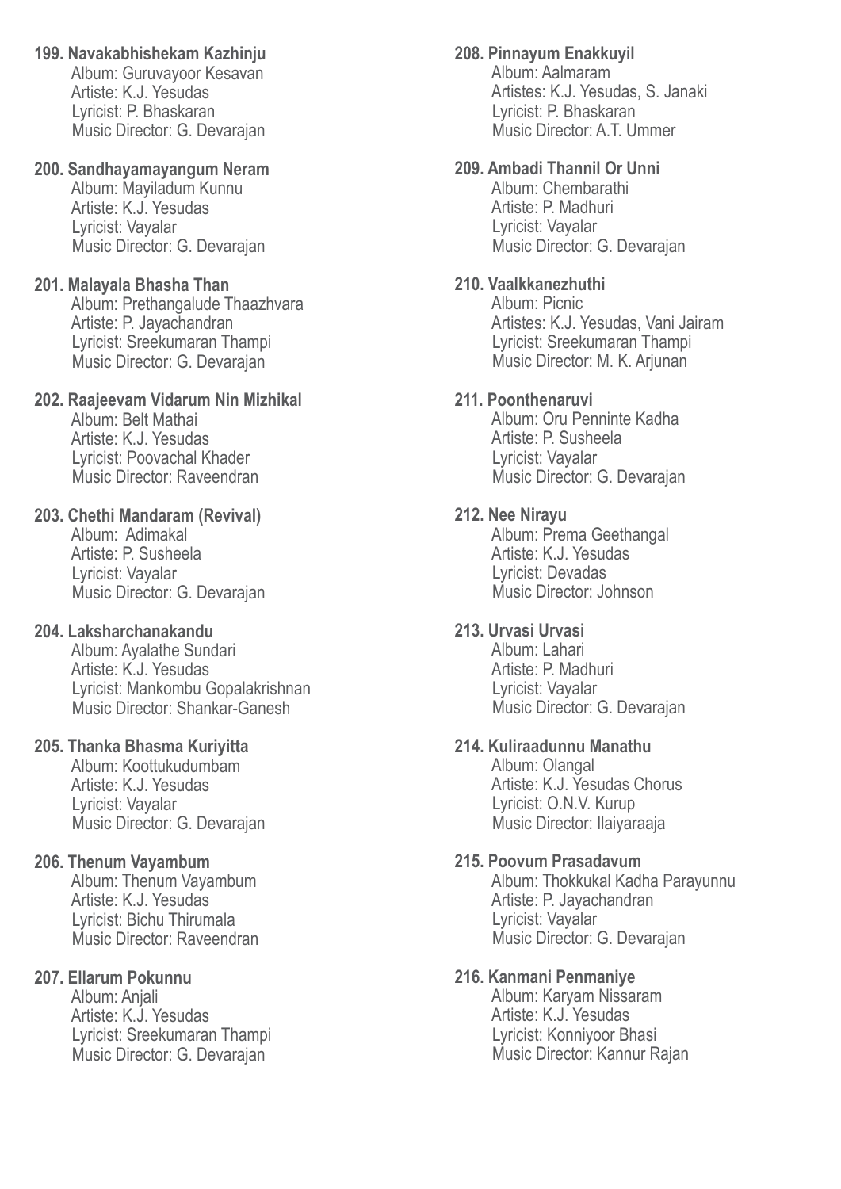**199. Navakabhishekam Kazhinju**
Album: Guruvayoor Kesavan
Artiste: K.J. Yesudas
Lyricist: P. Bhaskaran
Music Director: G. Devarajan

**200. Sandhayamayangum Neram**
Album: Mayiladum Kunnu
Artiste: K.J. Yesudas
Lyricist: Vayalar
Music Director: G. Devarajan

**201. Malayala Bhasha Than**
Album: Prethangalude Thaazhvara
Artiste: P. Jayachandran
Lyricist: Sreekumaran Thampi
Music Director: G. Devarajan

**202. Raajeevam Vidarum Nin Mizhikal**
Album: Belt Mathai
Artiste: K.J. Yesudas
Lyricist: Poovachal Khader
Music Director: Raveendran

**203. Chethi Mandaram (Revival)**
Album: Adimakal
Artiste: P. Susheela
Lyricist: Vayalar
Music Director: G. Devarajan

**204. Laksharchanakandu**
Album: Ayalathe Sundari
Artiste: K.J. Yesudas
Lyricist: Mankombu Gopalakrishnan
Music Director: Shankar-Ganesh

**205. Thanka Bhasma Kuriyitta**
Album: Koottukudumbam
Artiste: K.J. Yesudas
Lyricist: Vayalar
Music Director: G. Devarajan

**206. Thenum Vayambum**
Album: Thenum Vayambum
Artiste: K.J. Yesudas
Lyricist: Bichu Thirumala
Music Director: Raveendran

**207. Ellarum Pokunnu**
Album: Anjali
Artiste: K.J. Yesudas
Lyricist: Sreekumaran Thampi
Music Director: G. Devarajan

**208. Pinnayum Enakkuyil**
Album: Aalmaram
Artistes: K.J. Yesudas, S. Janaki
Lyricist: P. Bhaskaran
Music Director: A.T. Ummer

**209. Ambadi Thannil Or Unni**
Album: Chembarathi
Artiste: P. Madhuri
Lyricist: Vayalar
Music Director: G. Devarajan

**210. Vaalkkanezhuthi**
Album: Picnic
Artistes: K.J. Yesudas, Vani Jairam
Lyricist: Sreekumaran Thampi
Music Director: M. K. Arjunan

**211. Poonthenaruvi**
Album: Oru Penninte Kadha
Artiste: P. Susheela
Lyricist: Vayalar
Music Director: G. Devarajan

**212. Nee Nirayu**
Album: Prema Geethangal
Artiste: K.J. Yesudas
Lyricist: Devadas
Music Director: Johnson

**213. Urvasi Urvasi**
Album: Lahari
Artiste: P. Madhuri
Lyricist: Vayalar
Music Director: G. Devarajan

**214. Kuliraadunnu Manathu**
Album: Olangal
Artiste: K.J. Yesudas Chorus
Lyricist: O.N.V. Kurup
Music Director: Ilaiyaraaja

**215. Poovum Prasadavum**
Album: Thokkukal Kadha Parayunnu
Artiste: P. Jayachandran
Lyricist: Vayalar
Music Director: G. Devarajan

**216. Kanmani Penmaniye**
Album: Karyam Nissaram
Artiste: K.J. Yesudas
Lyricist: Konniyoor Bhasi
Music Director: Kannur Rajan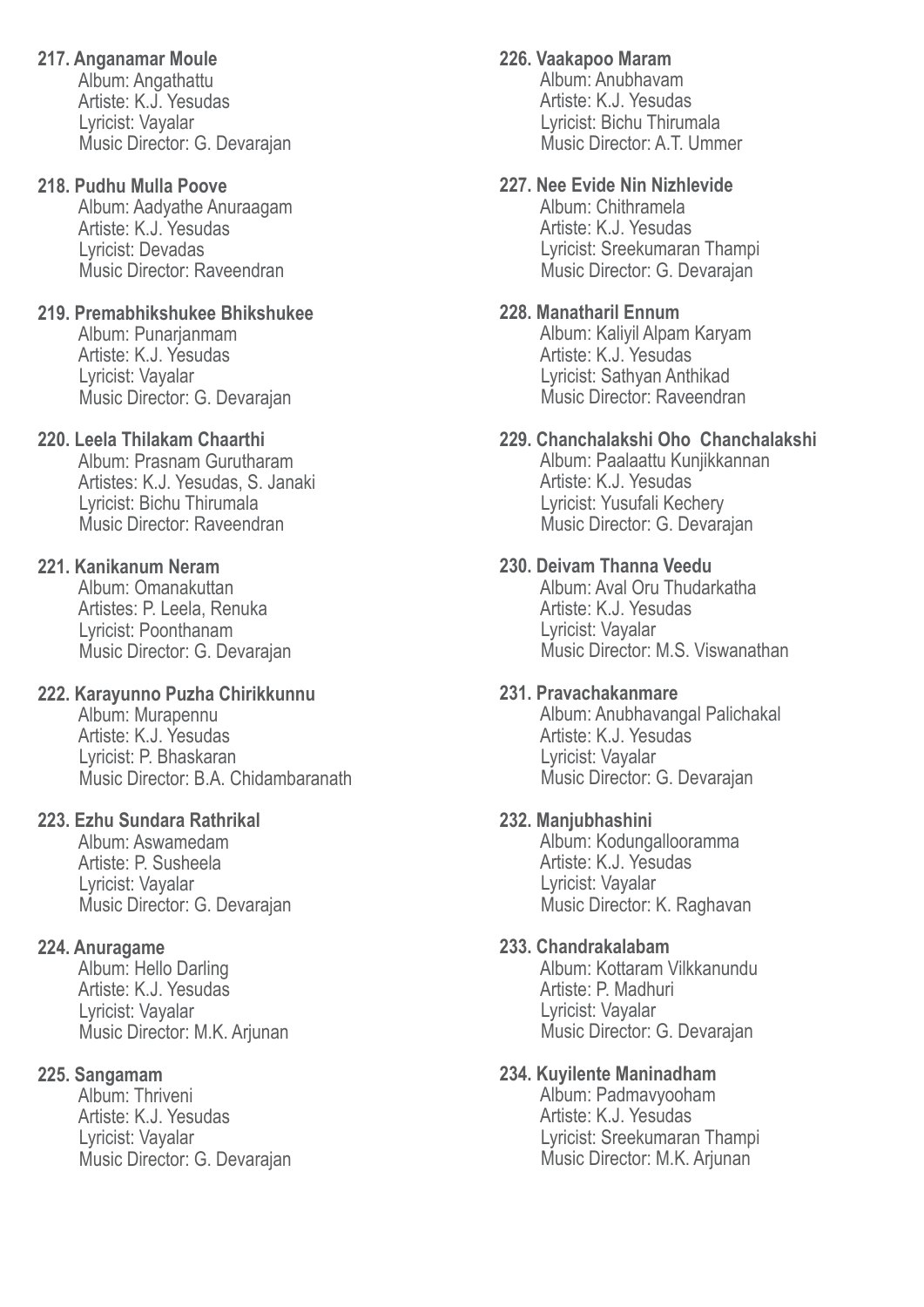**217. Anganamar Moule**
Album: Angathattu
Artiste: K.J. Yesudas
Lyricist: Vayalar
Music Director: G. Devarajan

**218. Pudhu Mulla Poove**
Album: Aadyathe Anuraagam
Artiste: K.J. Yesudas
Lyricist: Devadas
Music Director: Raveendran

**219. Premabhikshukee Bhikshukee**
Album: Punarjanmam
Artiste: K.J. Yesudas
Lyricist: Vayalar
Music Director: G. Devarajan

**220. Leela Thilakam Chaarthi**
Album: Prasnam Gurutharam
Artistes: K.J. Yesudas, S. Janaki
Lyricist: Bichu Thirumala
Music Director: Raveendran

**221. Kanikanum Neram**
Album: Omanakuttan
Artistes: P. Leela, Renuka
Lyricist: Poonthanam
Music Director: G. Devarajan

**222. Karayunno Puzha Chirikkunnu**
Album: Murapennu
Artiste: K.J. Yesudas
Lyricist: P. Bhaskaran
Music Director: B.A. Chidambaranath

**223. Ezhu Sundara Rathrikal**
Album: Aswamedam
Artiste: P. Susheela
Lyricist: Vayalar
Music Director: G. Devarajan

**224. Anuragame**
Album: Hello Darling
Artiste: K.J. Yesudas
Lyricist: Vayalar
Music Director: M.K. Arjunan

**225. Sangamam**
Album: Thriveni
Artiste: K.J. Yesudas
Lyricist: Vayalar
Music Director: G. Devarajan

**226. Vaakapoo Maram**
Album: Anubhavam
Artiste: K.J. Yesudas
Lyricist: Bichu Thirumala
Music Director: A.T. Ummer

**227. Nee Evide Nin Nizhlevide**
Album: Chithramela
Artiste: K.J. Yesudas
Lyricist: Sreekumaran Thampi
Music Director: G. Devarajan

**228. Manatharil Ennum**
Album: Kaliyil Alpam Karyam
Artiste: K.J. Yesudas
Lyricist: Sathyan Anthikad
Music Director: Raveendran

**229. Chanchalakshi Oho Chanchalakshi**
Album: Paalaattu Kunjikkannan
Artiste: K.J. Yesudas
Lyricist: Yusufali Kechery
Music Director: G. Devarajan

**230. Deivam Thanna Veedu**
Album: Aval Oru Thudarkatha
Artiste: K.J. Yesudas
Lyricist: Vayalar
Music Director: M.S. Viswanathan

**231. Pravachakanmare**
Album: Anubhavangal Palichakal
Artiste: K.J. Yesudas
Lyricist: Vayalar
Music Director: G. Devarajan

**232. Manjubhashini**
Album: Kodungallooramma
Artiste: K.J. Yesudas
Lyricist: Vayalar
Music Director: K. Raghavan

**233. Chandrakalabam**
Album: Kottaram Vilkkanundu
Artiste: P. Madhuri
Lyricist: Vayalar
Music Director: G. Devarajan

**234. Kuyilente Maninadham**
Album: Padmavyooham
Artiste: K.J. Yesudas
Lyricist: Sreekumaran Thampi
Music Director: M.K. Arjunan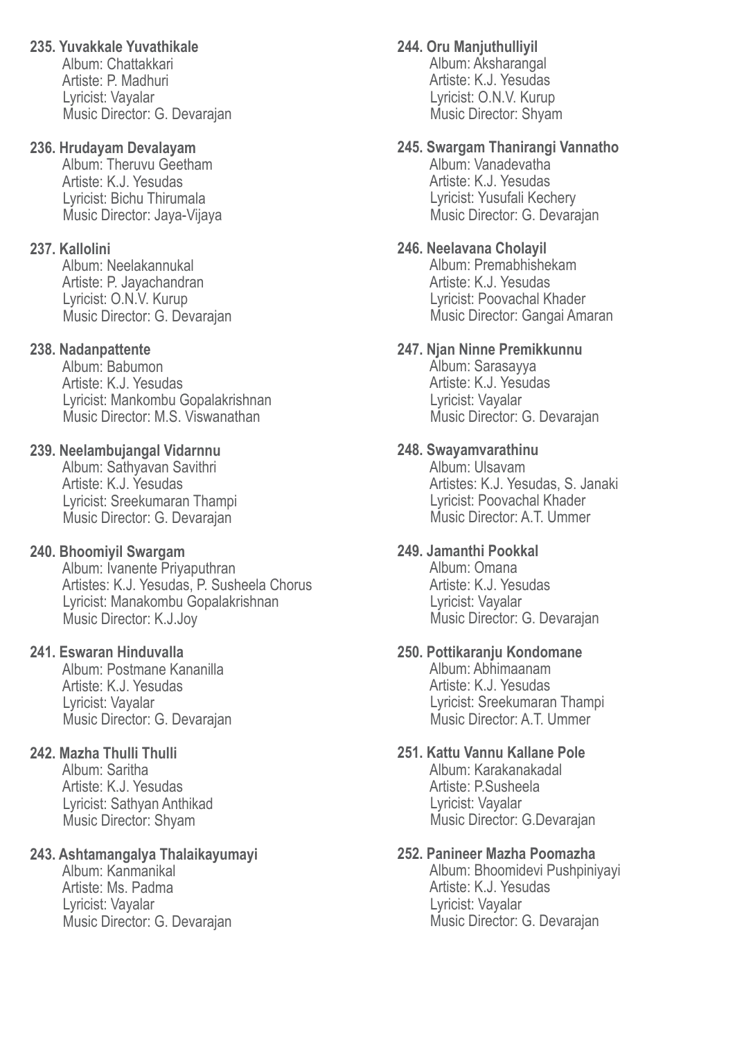**235. Yuvakkale Yuvathikale**
Album: Chattakkari
Artiste: P. Madhuri
Lyricist: Vayalar
Music Director: G. Devarajan

**236. Hrudayam Devalayam**
Album: Theruvu Geetham
Artiste: K.J. Yesudas
Lyricist: Bichu Thirumala
Music Director: Jaya-Vijaya

**237. Kallolini**
Album: Neelakannukal
Artiste: P. Jayachandran
Lyricist: O.N.V. Kurup
Music Director: G. Devarajan

**238. Nadanpattente**
Album: Babumon
Artiste: K.J. Yesudas
Lyricist: Mankombu Gopalakrishnan
Music Director: M.S. Viswanathan

**239. Neelambujangal Vidarnnu**
Album: Sathyavan Savithri
Artiste: K.J. Yesudas
Lyricist: Sreekumaran Thampi
Music Director: G. Devarajan

**240. Bhoomiyil Swargam**
Album: Ivanente Priyaputhran
Artistes: K.J. Yesudas, P. Susheela Chorus
Lyricist: Manakombu Gopalakrishnan
Music Director: K.J.Joy

**241. Eswaran Hinduvalla**
Album: Postmane Kananilla
Artiste: K.J. Yesudas
Lyricist: Vayalar
Music Director: G. Devarajan

**242. Mazha Thulli Thulli**
Album: Saritha
Artiste: K.J. Yesudas
Lyricist: Sathyan Anthikad
Music Director: Shyam

**243. Ashtamangalya Thalaikayumayi**
Album: Kanmanikal
Artiste: Ms. Padma
Lyricist: Vayalar
Music Director: G. Devarajan

**244. Oru Manjuthulliyil**
Album: Aksharangal
Artiste: K.J. Yesudas
Lyricist: O.N.V. Kurup
Music Director: Shyam

**245. Swargam Thanirangi Vannatho**
Album: Vanadevatha
Artiste: K.J. Yesudas
Lyricist: Yusufali Kechery
Music Director: G. Devarajan

**246. Neelavana Cholayil**
Album: Premabhishekam
Artiste: K.J. Yesudas
Lyricist: Poovachal Khader
Music Director: Gangai Amaran

**247. Njan Ninne Premikkunnu**
Album: Sarasayya
Artiste: K.J. Yesudas
Lyricist: Vayalar
Music Director: G. Devarajan

**248. Swayamvarathinu**
Album: Ulsavam
Artistes: K.J. Yesudas, S. Janaki
Lyricist: Poovachal Khader
Music Director: A.T. Ummer

**249. Jamanthi Pookkal**
Album: Omana
Artiste: K.J. Yesudas
Lyricist: Vayalar
Music Director: G. Devarajan

**250. Pottikaranju Kondomane**
Album: Abhimaanam
Artiste: K.J. Yesudas
Lyricist: Sreekumaran Thampi
Music Director: A.T. Ummer

**251. Kattu Vannu Kallane Pole**
Album: Karakanakadal
Artiste: P.Susheela
Lyricist: Vayalar
Music Director: G.Devarajan

**252. Panineer Mazha Poomazha**
Album: Bhoomidevi Pushpiniyayi
Artiste: K.J. Yesudas
Lyricist: Vayalar
Music Director: G. Devarajan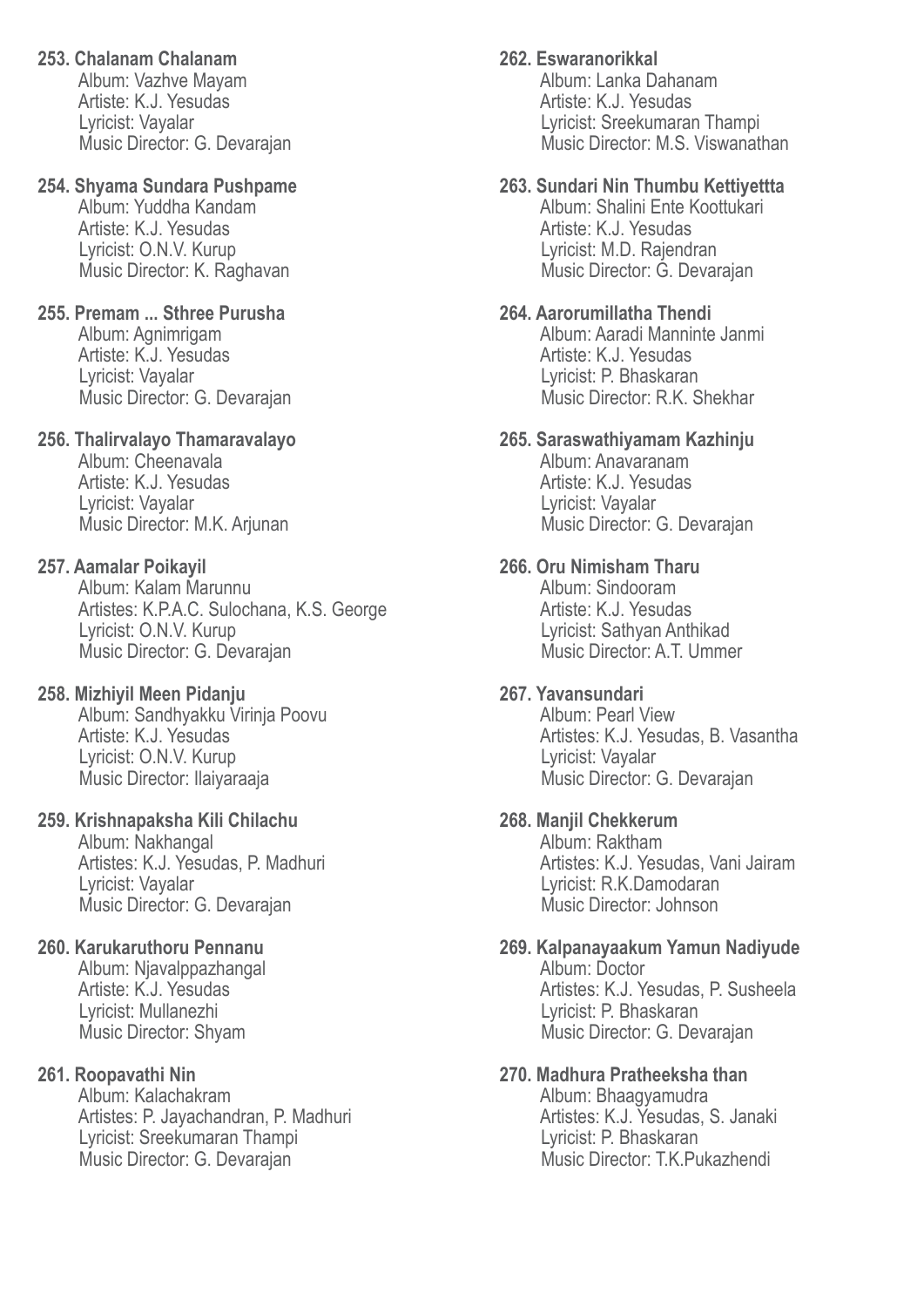**253. Chalanam Chalanam**
Album: Vazhve Mayam
Artiste: K.J. Yesudas
Lyricist: Vayalar
Music Director: G. Devarajan

**254. Shyama Sundara Pushpame**
Album: Yuddha Kandam
Artiste: K.J. Yesudas
Lyricist: O.N.V. Kurup
Music Director: K. Raghavan

**255. Premam ... Sthree Purusha**
Album: Agnimrigam
Artiste: K.J. Yesudas
Lyricist: Vayalar
Music Director: G. Devarajan

**256. Thalirvalayo Thamaravalayo**
Album: Cheenavala
Artiste: K.J. Yesudas
Lyricist: Vayalar
Music Director: M.K. Arjunan

**257. Aamalar Poikayil**
Album: Kalam Marunnu
Artistes: K.P.A.C. Sulochana, K.S. George
Lyricist: O.N.V. Kurup
Music Director: G. Devarajan

**258. Mizhiyil Meen Pidanju**
Album: Sandhyakku Virinja Poovu
Artiste: K.J. Yesudas
Lyricist: O.N.V. Kurup
Music Director: Ilaiyaraaja

**259. Krishnapaksha Kili Chilachu**
Album: Nakhangal
Artistes: K.J. Yesudas, P. Madhuri
Lyricist: Vayalar
Music Director: G. Devarajan

**260. Karukaruthoru Pennanu**
Album: Njavalppazhangal
Artiste: K.J. Yesudas
Lyricist: Mullanezhi
Music Director: Shyam

**261. Roopavathi Nin**
Album: Kalachakram
Artistes: P. Jayachandran, P. Madhuri
Lyricist: Sreekumaran Thampi
Music Director: G. Devarajan

**262. Eswaranorikkal**
Album: Lanka Dahanam
Artiste: K.J. Yesudas
Lyricist: Sreekumaran Thampi
Music Director: M.S. Viswanathan

**263. Sundari Nin Thumbu Kettiyettta**
Album: Shalini Ente Koottukari
Artiste: K.J. Yesudas
Lyricist: M.D. Rajendran
Music Director: G. Devarajan

**264. Aarorumillatha Thendi**
Album: Aaradi Manninte Janmi
Artiste: K.J. Yesudas
Lyricist: P. Bhaskaran
Music Director: R.K. Shekhar

**265. Saraswathiyamam Kazhinju**
Album: Anavaranam
Artiste: K.J. Yesudas
Lyricist: Vayalar
Music Director: G. Devarajan

**266. Oru Nimisham Tharu**
Album: Sindooram
Artiste: K.J. Yesudas
Lyricist: Sathyan Anthikad
Music Director: A.T. Ummer

**267. Yavansundari**
Album: Pearl View
Artistes: K.J. Yesudas, B. Vasantha
Lyricist: Vayalar
Music Director: G. Devarajan

**268. Manjil Chekkerum**
Album: Raktham
Artistes: K.J. Yesudas, Vani Jairam
Lyricist: R.K.Damodaran
Music Director: Johnson

**269. Kalpanayaakum Yamun Nadiyude**
Album: Doctor
Artistes: K.J. Yesudas, P. Susheela
Lyricist: P. Bhaskaran
Music Director: G. Devarajan

**270. Madhura Pratheeksha than**
Album: Bhaagyamudra
Artistes: K.J. Yesudas, S. Janaki
Lyricist: P. Bhaskaran
Music Director: T.K.Pukazhendi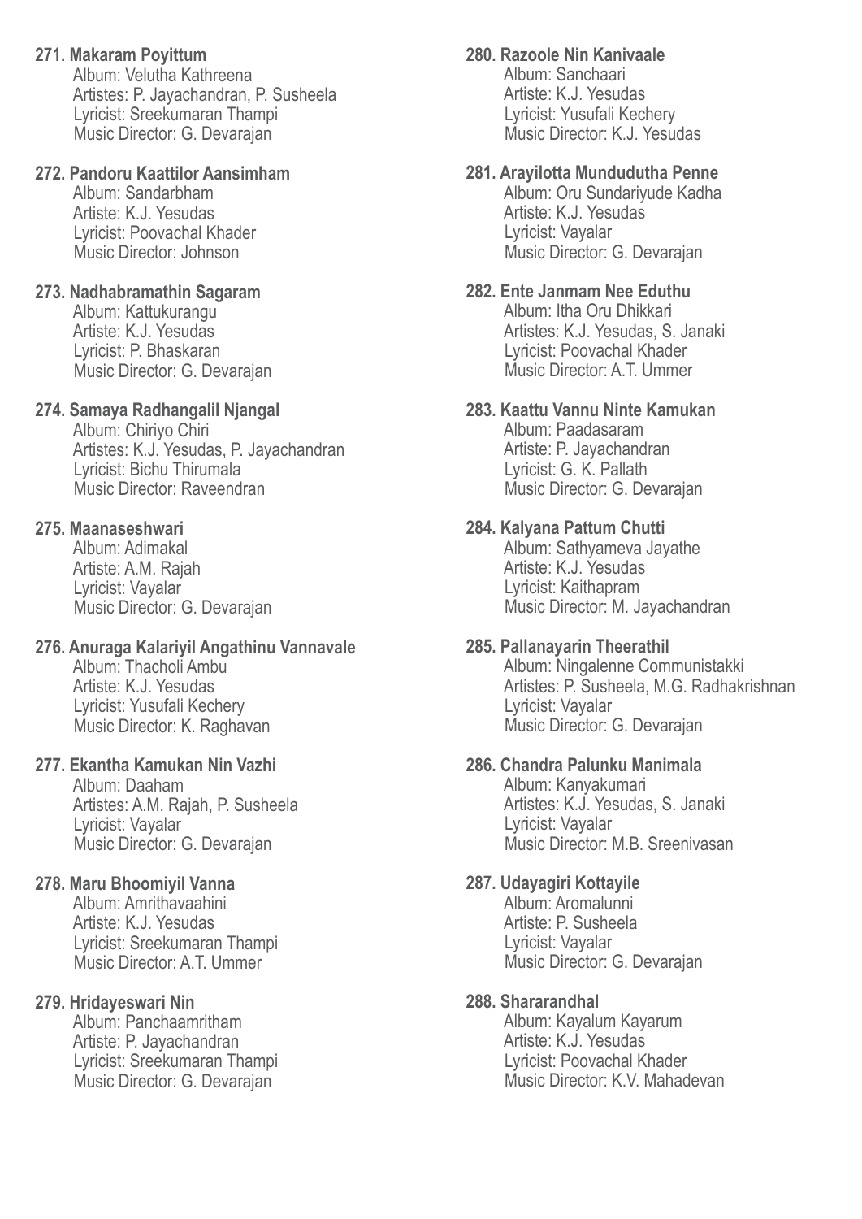**271. Makaram Poyittum**
Album: Velutha Kathreena
Artistes: P. Jayachandran, P. Susheela
Lyricist: Sreekumaran Thampi
Music Director: G. Devarajan

**272. Pandoru Kaattilor Aansimham**
Album: Sandarbham
Artiste: K.J. Yesudas
Lyricist: Poovachal Khader
Music Director: Johnson

**273. Nadhabramathin Sagaram**
Album: Kattukurangu
Artiste: K.J. Yesudas
Lyricist: P. Bhaskaran
Music Director: G. Devarajan

**274. Samaya Radhangalil Njangal**
Album: Chiriyo Chiri
Artistes: K.J. Yesudas, P. Jayachandran
Lyricist: Bichu Thirumala
Music Director: Raveendran

**275. Maanaseshwari**
Album: Adimakal
Artiste: A.M. Rajah
Lyricist: Vayalar
Music Director: G. Devarajan

**276. Anuraga Kalariyil Angathinu Vannavale**
Album: Thacholi Ambu
Artiste: K.J. Yesudas
Lyricist: Yusufali Kechery
Music Director: K. Raghavan

**277. Ekantha Kamukan Nin Vazhi**
Album: Daaham
Artistes: A.M. Rajah, P. Susheela
Lyricist: Vayalar
Music Director: G. Devarajan

**278. Maru Bhoomiyil Vanna**
Album: Amrithavaahini
Artiste: K.J. Yesudas
Lyricist: Sreekumaran Thampi
Music Director: A.T. Ummer

**279. Hridayeswari Nin**
Album: Panchaamritham
Artiste: P. Jayachandran
Lyricist: Sreekumaran Thampi
Music Director: G. Devarajan

**280. Razoole Nin Kanivaale**
Album: Sanchaari
Artiste: K.J. Yesudas
Lyricist: Yusufali Kechery
Music Director: K.J. Yesudas

**281. Arayilotta Mundudutha Penne**
Album: Oru Sundariyude Kadha
Artiste: K.J. Yesudas
Lyricist: Vayalar
Music Director: G. Devarajan

**282. Ente Janmam Nee Eduthu**
Album: Itha Oru Dhikkari
Artistes: K.J. Yesudas, S. Janaki
Lyricist: Poovachal Khader
Music Director: A.T. Ummer

**283. Kaattu Vannu Ninte Kamukan**
Album: Paadasaram
Artiste: P. Jayachandran
Lyricist: G. K. Pallath
Music Director: G. Devarajan

**284. Kalyana Pattum Chutti**
Album: Sathyameva Jayathe
Artiste: K.J. Yesudas
Lyricist: Kaithapram
Music Director: M. Jayachandran

**285. Pallanayarin Theerathil**
Album: Ningalenne Communistakki
Artistes: P. Susheela, M.G. Radhakrishnan
Lyricist: Vayalar
Music Director: G. Devarajan

**286. Chandra Palunku Manimala**
Album: Kanyakumari
Artistes: K.J. Yesudas, S. Janaki
Lyricist: Vayalar
Music Director: M.B. Sreenivasan

**287. Udayagiri Kottayile**
Album: Aromalunni
Artiste: P. Susheela
Lyricist: Vayalar
Music Director: G. Devarajan

**288. Shararandhal**
Album: Kayalum Kayarum
Artiste: K.J. Yesudas
Lyricist: Poovachal Khader
Music Director: K.V. Mahadevan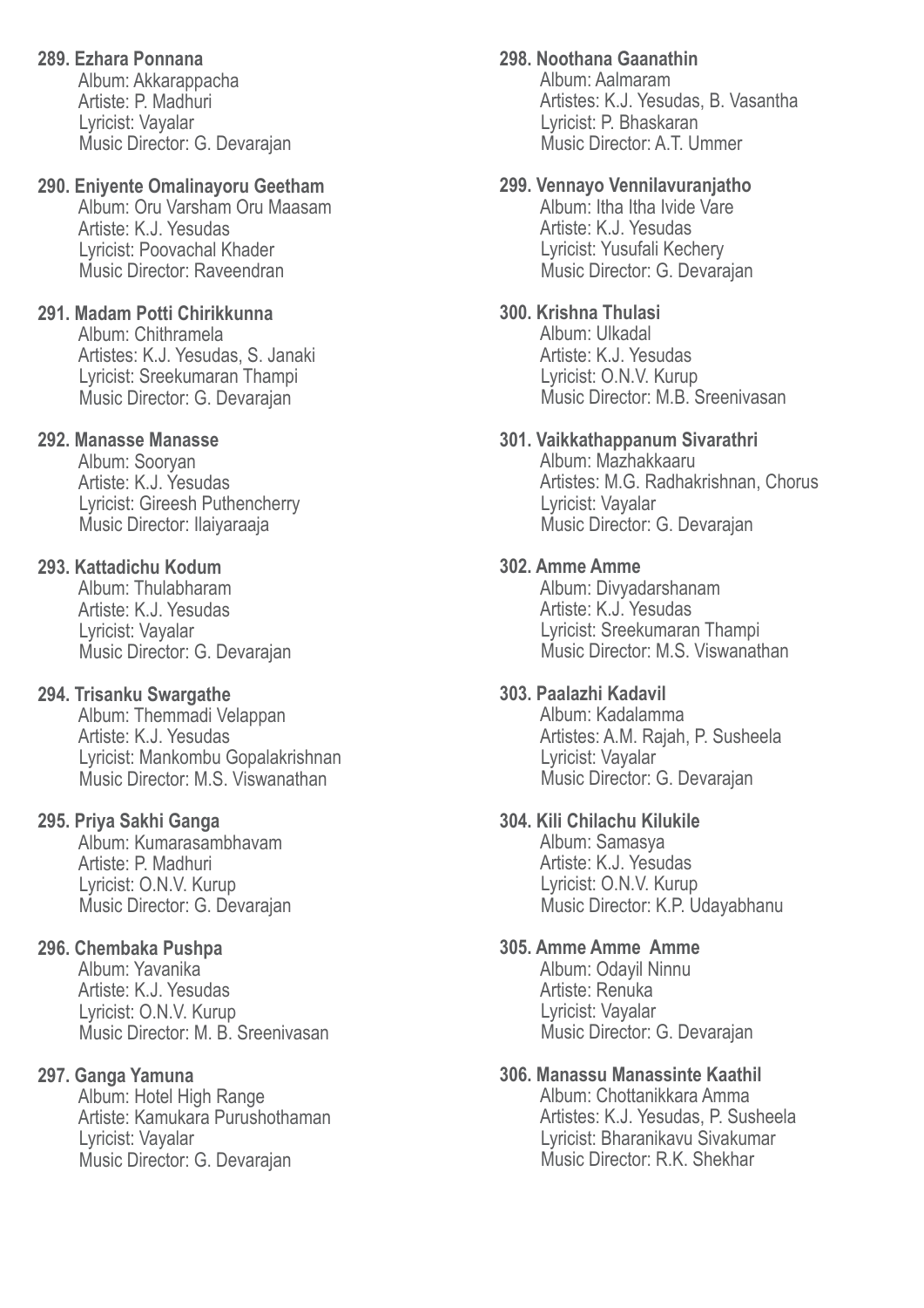**289. Ezhara Ponnana**
Album: Akkarappacha
Artiste: P. Madhuri
Lyricist: Vayalar
Music Director: G. Devarajan

**290. Eniyente Omalinayoru Geetham**
Album: Oru Varsham Oru Maasam
Artiste: K.J. Yesudas
Lyricist: Poovachal Khader
Music Director: Raveendran

**291. Madam Potti Chirikkunna**
Album: Chithramela
Artistes: K.J. Yesudas, S. Janaki
Lyricist: Sreekumaran Thampi
Music Director: G. Devarajan

**292. Manasse Manasse**
Album: Sooryan
Artiste: K.J. Yesudas
Lyricist: Gireesh Puthencherry
Music Director: Ilaiyaraaja

**293. Kattadichu Kodum**
Album: Thulabharam
Artiste: K.J. Yesudas
Lyricist: Vayalar
Music Director: G. Devarajan

**294. Trisanku Swargathe**
Album: Themmadi Velappan
Artiste: K.J. Yesudas
Lyricist: Mankombu Gopalakrishnan
Music Director: M.S. Viswanathan

**295. Priya Sakhi Ganga**
Album: Kumarasambhavam
Artiste: P. Madhuri
Lyricist: O.N.V. Kurup
Music Director: G. Devarajan

**296. Chembaka Pushpa**
Album: Yavanika
Artiste: K.J. Yesudas
Lyricist: O.N.V. Kurup
Music Director: M. B. Sreenivasan

**297. Ganga Yamuna**
Album: Hotel High Range
Artiste: Kamukara Purushothaman
Lyricist: Vayalar
Music Director: G. Devarajan

**298. Noothana Gaanathin**
Album: Aalmaram
Artistes: K.J. Yesudas, B. Vasantha
Lyricist: P. Bhaskaran
Music Director: A.T. Ummer

**299. Vennayo Vennilavuranjatho**
Album: Itha Itha Ivide Vare
Artiste: K.J. Yesudas
Lyricist: Yusufali Kechery
Music Director: G. Devarajan

**300. Krishna Thulasi**
Album: Ulkadal
Artiste: K.J. Yesudas
Lyricist: O.N.V. Kurup
Music Director: M.B. Sreenivasan

**301. Vaikkathappanum Sivarathri**
Album: Mazhakkaaru
Artistes: M.G. Radhakrishnan, Chorus
Lyricist: Vayalar
Music Director: G. Devarajan

**302. Amme Amme**
Album: Divyadarshanam
Artiste: K.J. Yesudas
Lyricist: Sreekumaran Thampi
Music Director: M.S. Viswanathan

**303. Paalazhi Kadavil**
Album: Kadalamma
Artistes: A.M. Rajah, P. Susheela
Lyricist: Vayalar
Music Director: G. Devarajan

**304. Kili Chilachu Kilukile**
Album: Samasya
Artiste: K.J. Yesudas
Lyricist: O.N.V. Kurup
Music Director: K.P. Udayabhanu

**305. Amme Amme Amme**
Album: Odayil Ninnu
Artiste: Renuka
Lyricist: Vayalar
Music Director: G. Devarajan

**306. Manassu Manassinte Kaathil**
Album: Chottanikkara Amma
Artistes: K.J. Yesudas, P. Susheela
Lyricist: Bharanikavu Sivakumar
Music Director: R.K. Shekhar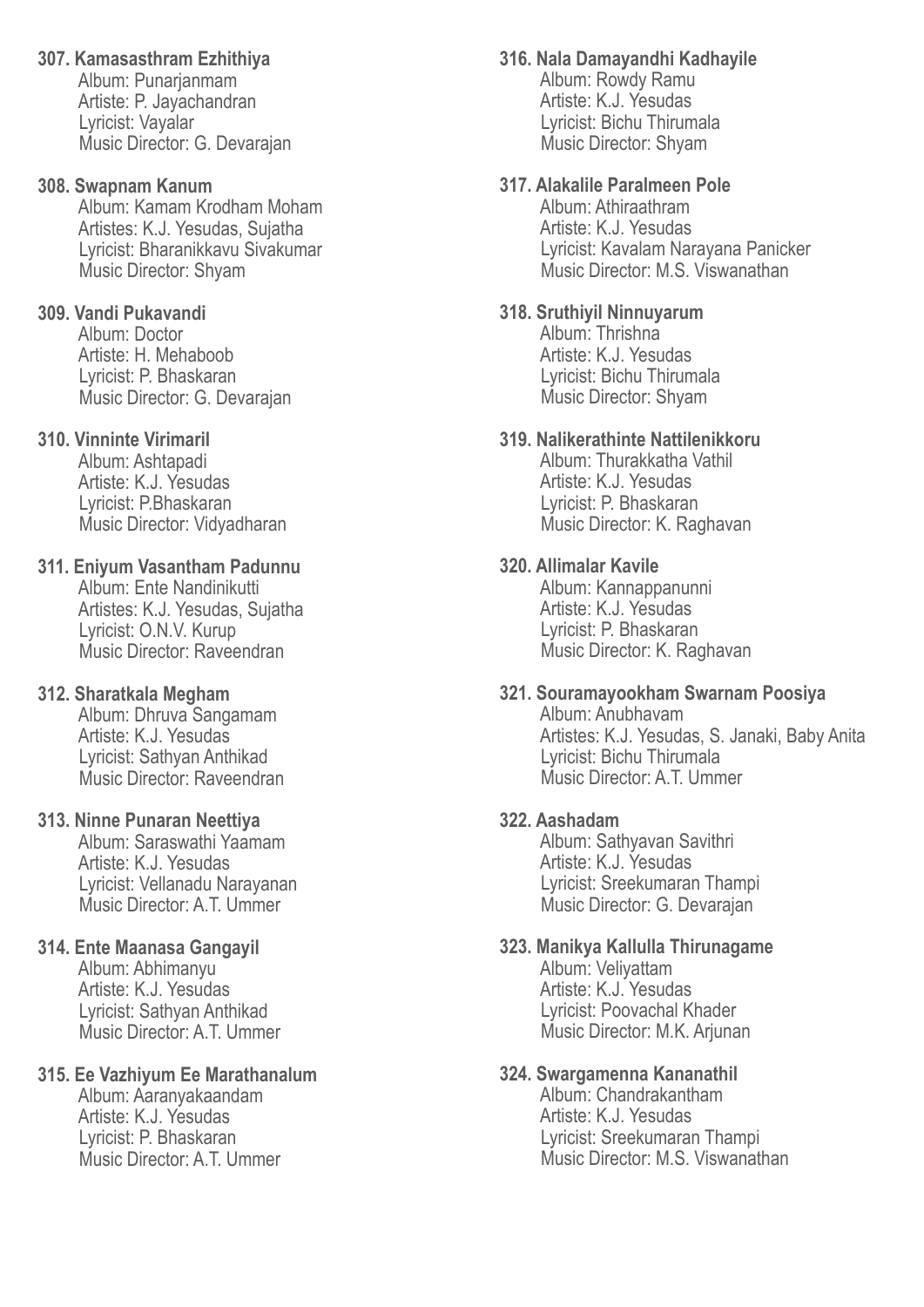**307. Kamasasthram Ezhithiya**
Album: Punarjanmam
Artiste: P. Jayachandran
Lyricist: Vayalar
Music Director: G. Devarajan

**308. Swapnam Kanum**
Album: Kamam Krodham Moham
Artistes: K.J. Yesudas, Sujatha
Lyricist: Bharanikkavu Sivakumar
Music Director: Shyam

**309. Vandi Pukavandi**
Album: Doctor
Artiste: H. Mehaboob
Lyricist: P. Bhaskaran
Music Director: G. Devarajan

**310. Vinninte Virimaril**
Album: Ashtapadi
Artiste: K.J. Yesudas
Lyricist: P.Bhaskaran
Music Director: Vidyadharan

**311. Eniyum Vasantham Padunnu**
Album: Ente Nandinikutti
Artistes: K.J. Yesudas, Sujatha
Lyricist: O.N.V. Kurup
Music Director: Raveendran

**312. Sharatkala Megham**
Album: Dhruva Sangamam
Artiste: K.J. Yesudas
Lyricist: Sathyan Anthikad
Music Director: Raveendran

**313. Ninne Punaran Neettiya**
Album: Saraswathi Yaamam
Artiste: K.J. Yesudas
Lyricist: Vellanadu Narayanan
Music Director: A.T. Ummer

**314. Ente Maanasa Gangayil**
Album: Abhimanyu
Artiste: K.J. Yesudas
Lyricist: Sathyan Anthikad
Music Director: A.T. Ummer

**315. Ee Vazhiyum Ee Marathanalum**
Album: Aaranyakaandam
Artiste: K.J. Yesudas
Lyricist: P. Bhaskaran
Music Director: A.T. Ummer

**316. Nala Damayandhi Kadhayile**
Album: Rowdy Ramu
Artiste: K.J. Yesudas
Lyricist: Bichu Thirumala
Music Director: Shyam

**317. Alakalile Paralmeen Pole**
Album: Athiraathram
Artiste: K.J. Yesudas
Lyricist: Kavalam Narayana Panicker
Music Director: M.S. Viswanathan

**318. Sruthiyil Ninnuyarum**
Album: Thrishna
Artiste: K.J. Yesudas
Lyricist: Bichu Thirumala
Music Director: Shyam

**319. Nalikerathinte Nattilenikkoru**
Album: Thurakkatha Vathil
Artiste: K.J. Yesudas
Lyricist: P. Bhaskaran
Music Director: K. Raghavan

**320. Allimalar Kavile**
Album: Kannappanunni
Artiste: K.J. Yesudas
Lyricist: P. Bhaskaran
Music Director: K. Raghavan

**321. Souramayookham Swarnam Poosiya**
Album: Anubhavam
Artistes: K.J. Yesudas, S. Janaki, Baby Anita
Lyricist: Bichu Thirumala
Music Director: A.T. Ummer

**322. Aashadam**
Album: Sathyavan Savithri
Artiste: K.J. Yesudas
Lyricist: Sreekumaran Thampi
Music Director: G. Devarajan

**323. Manikya Kallulla Thirunagame**
Album: Veliyattam
Artiste: K.J. Yesudas
Lyricist: Poovachal Khader
Music Director: M.K. Arjunan

**324. Swargamenna Kananathil**
Album: Chandrakantham
Artiste: K.J. Yesudas
Lyricist: Sreekumaran Thampi
Music Director: M.S. Viswanathan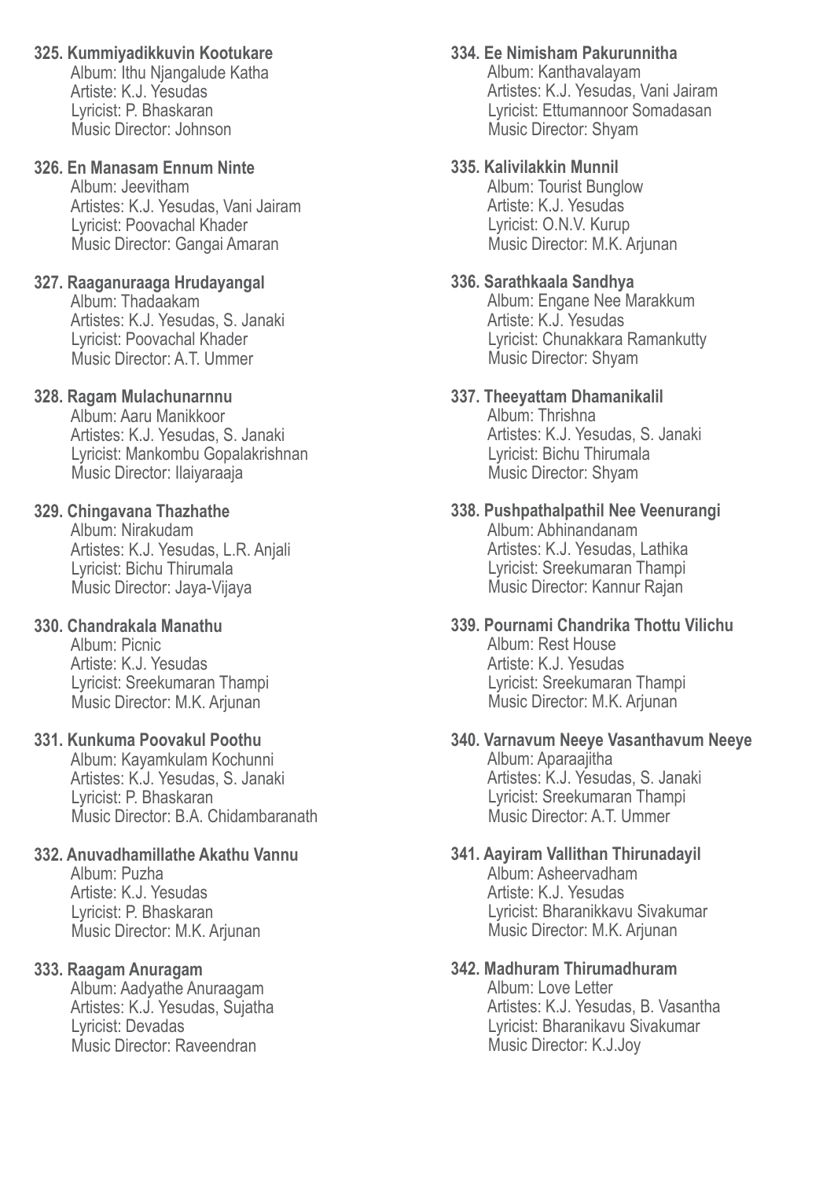**325. Kummiyadikkuvin Kootukare**
Album: Ithu Njangalude Katha
Artiste: K.J. Yesudas
Lyricist: P. Bhaskaran
Music Director: Johnson

**326. En Manasam Ennum Ninte**
Album: Jeevitham
Artistes: K.J. Yesudas, Vani Jairam
Lyricist: Poovachal Khader
Music Director: Gangai Amaran

**327. Raaganuraaga Hrudayangal**
Album: Thadaakam
Artistes: K.J. Yesudas, S. Janaki
Lyricist: Poovachal Khader
Music Director: A.T. Ummer

**328. Ragam Mulachunarnnu**
Album: Aaru Manikkoor
Artistes: K.J. Yesudas, S. Janaki
Lyricist: Mankombu Gopalakrishnan
Music Director: Ilaiyaraaja

**329. Chingavana Thazhathe**
Album: Nirakudam
Artistes: K.J. Yesudas, L.R. Anjali
Lyricist: Bichu Thirumala
Music Director: Jaya-Vijaya

**330. Chandrakala Manathu**
Album: Picnic
Artiste: K.J. Yesudas
Lyricist: Sreekumaran Thampi
Music Director: M.K. Arjunan

**331. Kunkuma Poovakul Poothu**
Album: Kayamkulam Kochunni
Artistes: K.J. Yesudas, S. Janaki
Lyricist: P. Bhaskaran
Music Director: B.A. Chidambaranath

**332. Anuvadhamillathe Akathu Vannu**
Album: Puzha
Artiste: K.J. Yesudas
Lyricist: P. Bhaskaran
Music Director: M.K. Arjunan

**333. Raagam Anuragam**
Album: Aadyathe Anuraagam
Artistes: K.J. Yesudas, Sujatha
Lyricist: Devadas
Music Director: Raveendran

**334. Ee Nimisham Pakurunnitha**
Album: Kanthavalayam
Artistes: K.J. Yesudas, Vani Jairam
Lyricist: Ettumannoor Somadasan
Music Director: Shyam

**335. Kalivilakkin Munnil**
Album: Tourist Bunglow
Artiste: K.J. Yesudas
Lyricist: O.N.V. Kurup
Music Director: M.K. Arjunan

**336. Sarathkaala Sandhya**
Album: Engane Nee Marakkum
Artiste: K.J. Yesudas
Lyricist: Chunakkara Ramankutty
Music Director: Shyam

**337. Theeyattam Dhamanikalil**
Album: Thrishna
Artistes: K.J. Yesudas, S. Janaki
Lyricist: Bichu Thirumala
Music Director: Shyam

**338. Pushpathalpathil Nee Veenurangi**
Album: Abhinandanam
Artistes: K.J. Yesudas, Lathika
Lyricist: Sreekumaran Thampi
Music Director: Kannur Rajan

**339. Pournami Chandrika Thottu Vilichu**
Album: Rest House
Artiste: K.J. Yesudas
Lyricist: Sreekumaran Thampi
Music Director: M.K. Arjunan

**340. Varnavum Neeye Vasanthavum Neeye**
Album: Aparaajitha
Artistes: K.J. Yesudas, S. Janaki
Lyricist: Sreekumaran Thampi
Music Director: A.T. Ummer

**341. Aayiram Vallithan Thirunadayil**
Album: Asheervadham
Artiste: K.J. Yesudas
Lyricist: Bharanikkavu Sivakumar
Music Director: M.K. Arjunan

**342. Madhuram Thirumadhuram**
Album: Love Letter
Artistes: K.J. Yesudas, B. Vasantha
Lyricist: Bharanikavu Sivakumar
Music Director: K.J.Joy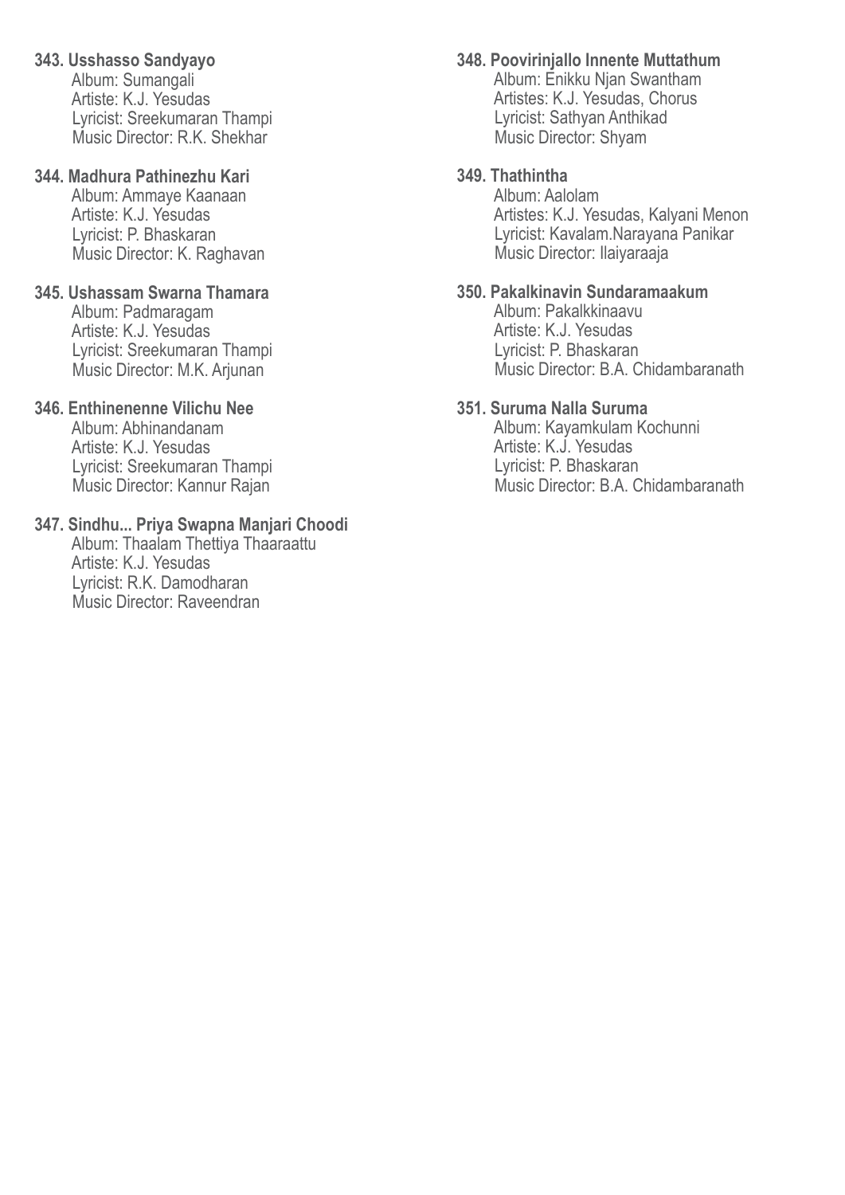**343. Usshasso Sandyayo**
Album: Sumangali
Artiste: K.J. Yesudas
Lyricist: Sreekumaran Thampi
Music Director: R.K. Shekhar

**344. Madhura Pathinezhu Kari**
Album: Ammaye Kaanaan
Artiste: K.J. Yesudas
Lyricist: P. Bhaskaran
Music Director: K. Raghavan

**345. Ushassam Swarna Thamara**
Album: Padmaragam
Artiste: K.J. Yesudas
Lyricist: Sreekumaran Thampi
Music Director: M.K. Arjunan

**346. Enthinenenne Vilichu Nee**
Album: Abhinandanam
Artiste: K.J. Yesudas
Lyricist: Sreekumaran Thampi
Music Director: Kannur Rajan

**347. Sindhu... Priya Swapna Manjari Choodi**
Album: Thaalam Thettiya Thaaraattu
Artiste: K.J. Yesudas
Lyricist: R.K. Damodharan
Music Director: Raveendran

**348. Poovirinjallo Innente Muttathum**
Album: Enikku Njan Swantham
Artistes: K.J. Yesudas, Chorus
Lyricist: Sathyan Anthikad
Music Director: Shyam

**349. Thathintha**
Album: Aalolam
Artistes: K.J. Yesudas, Kalyani Menon
Lyricist: Kavalam.Narayana Panikar
Music Director: Ilaiyaraaja

**350. Pakalkinavin Sundaramaakum**
Album: Pakalkkinaavu
Artiste: K.J. Yesudas
Lyricist: P. Bhaskaran
Music Director: B.A. Chidambaranath

**351. Suruma Nalla Suruma**
Album: Kayamkulam Kochunni
Artiste: K.J. Yesudas
Lyricist: P. Bhaskaran
Music Director: B.A. Chidambaranath